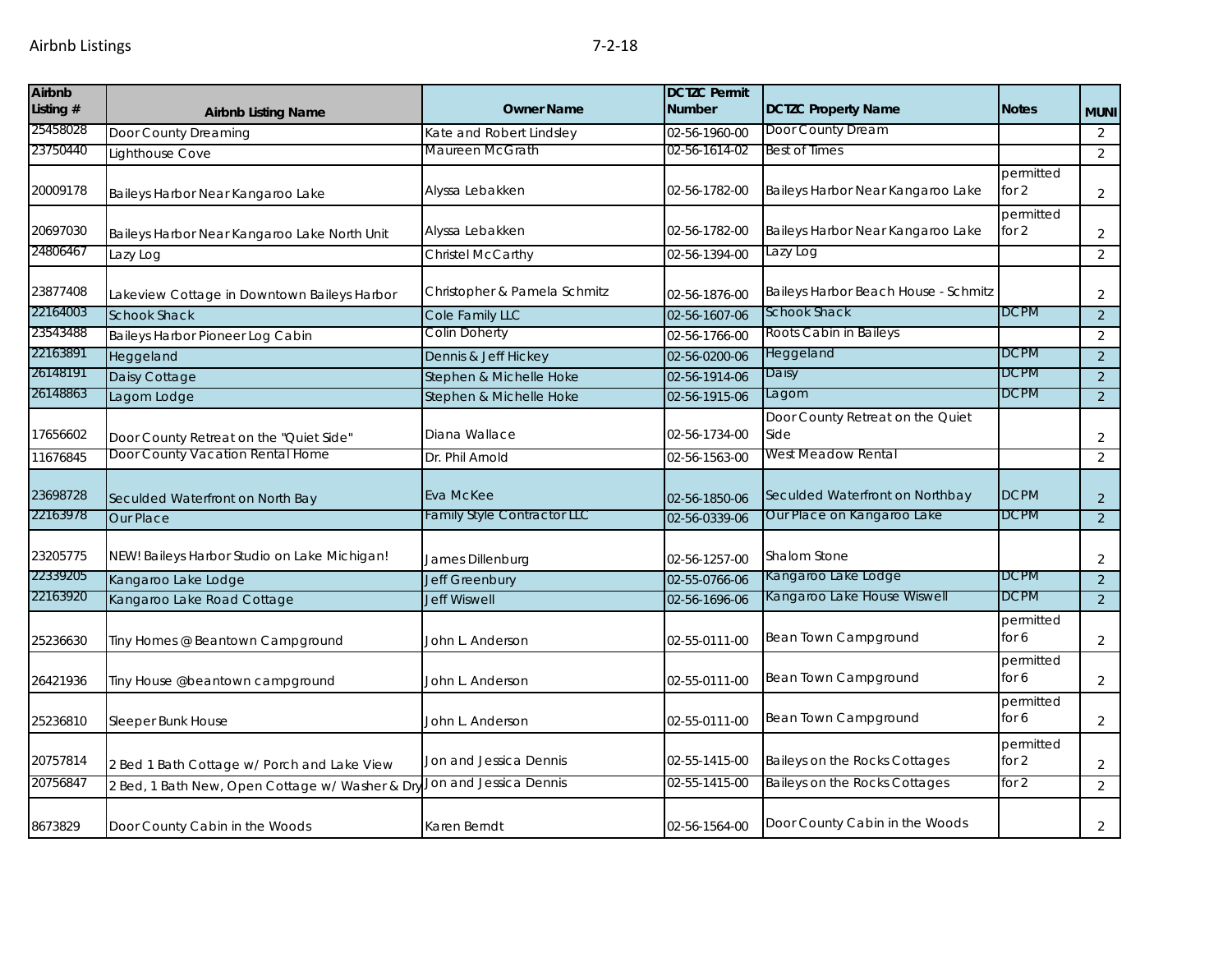Airbnb Listings 7-2-18

| Airbnb Listing # | Airbnb Listing Name | Owner Name | DCTZC Permit Number | DCTZC Property Name | Notes | MUNI |
|---|---|---|---|---|---|---|
| 25458028 | Door County Dreaming | Kate and Robert Lindsley | 02-56-1960-00 | Door County Dream | | 2 |
| 23750440 | Lighthouse Cove | Maureen McGrath | 02-56-1614-02 | Best of Times | | 2 |
| 20009178 | Baileys Harbor Near Kangaroo Lake | Alyssa Lebakken | 02-56-1782-00 | Baileys Harbor Near Kangaroo Lake | permitted for 2 | 2 |
| 20697030 | Baileys Harbor Near Kangaroo Lake North Unit | Alyssa Lebakken | 02-56-1782-00 | Baileys Harbor Near Kangaroo Lake | permitted for 2 | 2 |
| 24806467 | Lazy Log | Christel McCarthy | 02-56-1394-00 | Lazy Log | | 2 |
| 23877408 | Lakeview Cottage in Downtown Baileys Harbor | Christopher & Pamela Schmitz | 02-56-1876-00 | Baileys Harbor Beach House - Schmitz | | 2 |
| 22164003 | Schook Shack | Cole Family LLC | 02-56-1607-06 | Schook Shack | DCPM | 2 |
| 23543488 | Baileys Harbor Pioneer Log Cabin | Colin Doherty | 02-56-1766-00 | Roots Cabin in Baileys | | 2 |
| 22163891 | Heggeland | Dennis & Jeff Hickey | 02-56-0200-06 | Heggeland | DCPM | 2 |
| 26148191 | Daisy Cottage | Stephen & Michelle Hoke | 02-56-1914-06 | Daisy | DCPM | 2 |
| 26148863 | Lagom Lodge | Stephen & Michelle Hoke | 02-56-1915-06 | Lagom | DCPM | 2 |
| 17656602 | Door County Retreat on the "Quiet Side" | Diana Wallace | 02-56-1734-00 | Door County Retreat on the Quiet Side | | 2 |
| 11676845 | Door County Vacation Rental Home | Dr. Phil Arnold | 02-56-1563-00 | West Meadow Rental | | 2 |
| 23698728 | Seculded Waterfront on North Bay | Eva McKee | 02-56-1850-06 | Seculded Waterfront on Northbay | DCPM | 2 |
| 22163978 | Our Place | Family Style Contractor LLC | 02-56-0339-06 | Our Place on Kangaroo Lake | DCPM | 2 |
| 23205775 | NEW! Baileys Harbor Studio on Lake Michigan! | James Dillenburg | 02-56-1257-00 | Shalom Stone | | 2 |
| 22339205 | Kangaroo Lake Lodge | Jeff Greenbury | 02-55-0766-06 | Kangaroo Lake Lodge | DCPM | 2 |
| 22163920 | Kangaroo Lake Road Cottage | Jeff Wiswell | 02-56-1696-06 | Kangaroo Lake House Wiswell | DCPM | 2 |
| 25236630 | Tiny Homes @ Beantown Campground | John L. Anderson | 02-55-0111-00 | Bean Town Campground | permitted for 6 | 2 |
| 26421936 | Tiny House @beantown campground | John L. Anderson | 02-55-0111-00 | Bean Town Campground | permitted for 6 | 2 |
| 25236810 | Sleeper Bunk House | John L. Anderson | 02-55-0111-00 | Bean Town Campground | permitted for 6 | 2 |
| 20757814 | 2 Bed 1 Bath Cottage w/ Porch and Lake View | Jon and Jessica Dennis | 02-55-1415-00 | Baileys on the Rocks Cottages | permitted for 2 | 2 |
| 20756847 | 2 Bed, 1 Bath New, Open Cottage w/ Washer & Dry | Jon and Jessica Dennis | 02-55-1415-00 | Baileys on the Rocks Cottages | for 2 | 2 |
| 8673829 | Door County Cabin in the Woods | Karen Berndt | 02-56-1564-00 | Door County Cabin in the Woods | | 2 |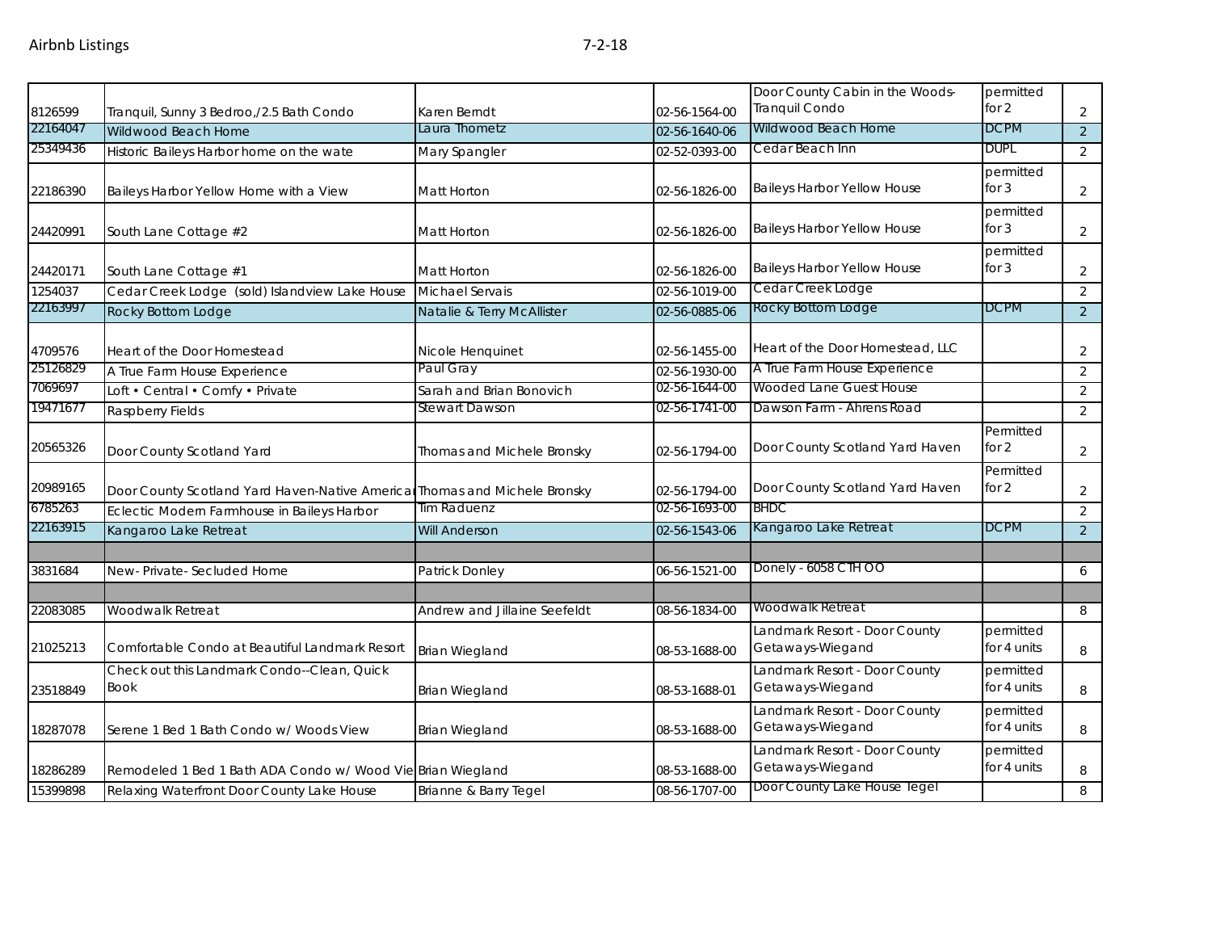| | | | | | | |
|---|---|---|---|---|---|---|
| 8126599 | Tranquil, Sunny 3 Bedroo,/2.5 Bath Condo | Karen Berndt | 02-56-1564-00 | Door County Cabin in the Woods-Tranquil Condo | permitted for 2 | 2 |
| 22164047 | Wildwood Beach Home | Laura Thometz | 02-56-1640-06 | Wildwood Beach Home | DCPM | 2 |
| 25349436 | Historic Baileys Harbor home on the wate | Mary Spangler | 02-52-0393-00 | Cedar Beach Inn | DUPL | 2 |
| 22186390 | Baileys Harbor Yellow Home with a View | Matt Horton | 02-56-1826-00 | Baileys Harbor Yellow House | permitted for 3 | 2 |
| 24420991 | South Lane Cottage #2 | Matt Horton | 02-56-1826-00 | Baileys Harbor Yellow House | permitted for 3 | 2 |
| 24420171 | South Lane Cottage #1 | Matt Horton | 02-56-1826-00 | Baileys Harbor Yellow House | permitted for 3 | 2 |
| 1254037 | Cedar Creek Lodge (sold) Islandview Lake House | Michael Servais | 02-56-1019-00 | Cedar Creek Lodge | | 2 |
| 22163997 | Rocky Bottom Lodge | Natalie & Terry McAllister | 02-56-0885-06 | Rocky Bottom Lodge | DCPM | 2 |
| 4709576 | Heart of the Door Homestead | Nicole Henquinet | 02-56-1455-00 | Heart of the Door Homestead, LLC | | 2 |
| 25126829 | A True Farm House Experience | Paul Gray | 02-56-1930-00 | A True Farm House Experience | | 2 |
| 7069697 | Loft • Central • Comfy • Private | Sarah and Brian Bonovich | 02-56-1644-00 | Wooded Lane Guest House | | 2 |
| 19471677 | Raspberry Fields | Stewart Dawson | 02-56-1741-00 | Dawson Farm - Ahrens Road | | 2 |
| 20565326 | Door County Scotland Yard | Thomas and Michele Bronsky | 02-56-1794-00 | Door County Scotland Yard Haven | Permitted for 2 | 2 |
| 20989165 | Door County Scotland Yard Haven-Native Americar | Thomas and Michele Bronsky | 02-56-1794-00 | Door County Scotland Yard Haven | Permitted for 2 | 2 |
| 6785263 | Eclectic Modern Farmhouse in Baileys Harbor | Tim Raduenz | 02-56-1693-00 | BHDC | | 2 |
| 22163915 | Kangaroo Lake Retreat | Will Anderson | 02-56-1543-06 | Kangaroo Lake Retreat | DCPM | 2 |
| | | | | | | |
| 3831684 | New- Private- Secluded Home | Patrick Donley | 06-56-1521-00 | Donely - 6058 CTH OO | | 6 |
| | | | | | | |
| 22083085 | Woodwalk Retreat | Andrew and Jillaine Seefeldt | 08-56-1834-00 | Woodwalk Retreat | | 8 |
| 21025213 | Comfortable Condo at Beautiful Landmark Resort | Brian Wiegland | 08-53-1688-00 | Landmark Resort - Door County Getaways-Wiegand | permitted for 4 units | 8 |
| 23518849 | Check out this Landmark Condo--Clean, Quick Book | Brian Wiegland | 08-53-1688-01 | Landmark Resort - Door County Getaways-Wiegand | permitted for 4 units | 8 |
| 18287078 | Serene 1 Bed 1 Bath Condo w/ Woods View | Brian Wiegland | 08-53-1688-00 | Landmark Resort - Door County Getaways-Wiegand | permitted for 4 units | 8 |
| 18286289 | Remodeled 1 Bed 1 Bath ADA Condo w/ Wood Vie | Brian Wiegland | 08-53-1688-00 | Landmark Resort - Door County Getaways-Wiegand | permitted for 4 units | 8 |
| 15399898 | Relaxing Waterfront Door County Lake House | Brianne & Barry Tegel | 08-56-1707-00 | Door County Lake House Tegel | | 8 |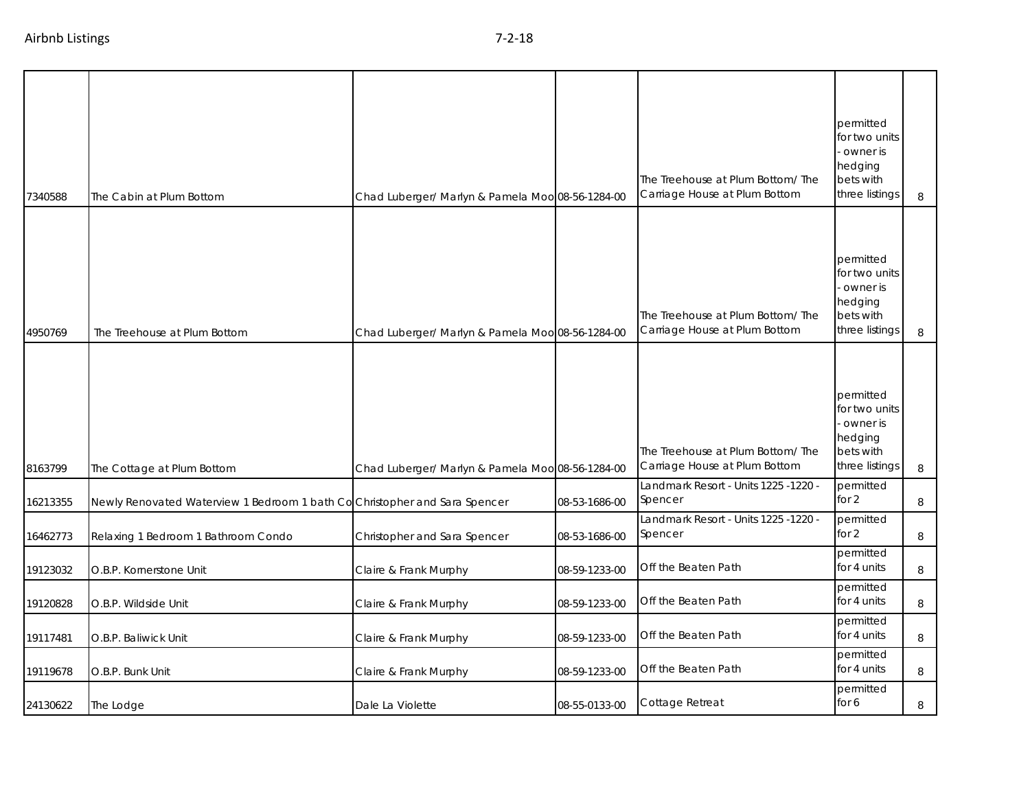| | | | | | | |
|---|---|---|---|---|---|---|
| 7340588 | The Cabin at Plum Bottom | Chad Luberger/ Marlyn & Pamela Moo | 08-56-1284-00 | The Treehouse at Plum Bottom/ The Carriage House at Plum Bottom | permitted for two units - owner is hedging bets with three listings | 8 |
| 4950769 | The Treehouse at Plum Bottom | Chad Luberger/ Marlyn & Pamela Moo | 08-56-1284-00 | The Treehouse at Plum Bottom/ The Carriage House at Plum Bottom | permitted for two units - owner is hedging bets with three listings | 8 |
| 8163799 | The Cottage at Plum Bottom | Chad Luberger/ Marlyn & Pamela Moo | 08-56-1284-00 | The Treehouse at Plum Bottom/ The Carriage House at Plum Bottom | permitted for two units - owner is hedging bets with three listings | 8 |
| 16213355 | Newly Renovated Waterview 1 Bedroom 1 bath Co | Christopher and Sara Spencer | 08-53-1686-00 | Landmark Resort - Units 1225 -1220 - Spencer | permitted for 2 | 8 |
| 16462773 | Relaxing 1 Bedroom 1 Bathroom Condo | Christopher and Sara Spencer | 08-53-1686-00 | Landmark Resort - Units 1225 -1220 - Spencer | permitted for 2 | 8 |
| 19123032 | O.B.P. Kornerstone Unit | Claire & Frank Murphy | 08-59-1233-00 | Off the Beaten Path | permitted for 4 units | 8 |
| 19120828 | O.B.P. Wildside Unit | Claire & Frank Murphy | 08-59-1233-00 | Off the Beaten Path | permitted for 4 units | 8 |
| 19117481 | O.B.P. Baliwick Unit | Claire & Frank Murphy | 08-59-1233-00 | Off the Beaten Path | permitted for 4 units | 8 |
| 19119678 | O.B.P. Bunk Unit | Claire & Frank Murphy | 08-59-1233-00 | Off the Beaten Path | permitted for 4 units | 8 |
| 24130622 | The Lodge | Dale La Violette | 08-55-0133-00 | Cottage Retreat | permitted for 6 | 8 |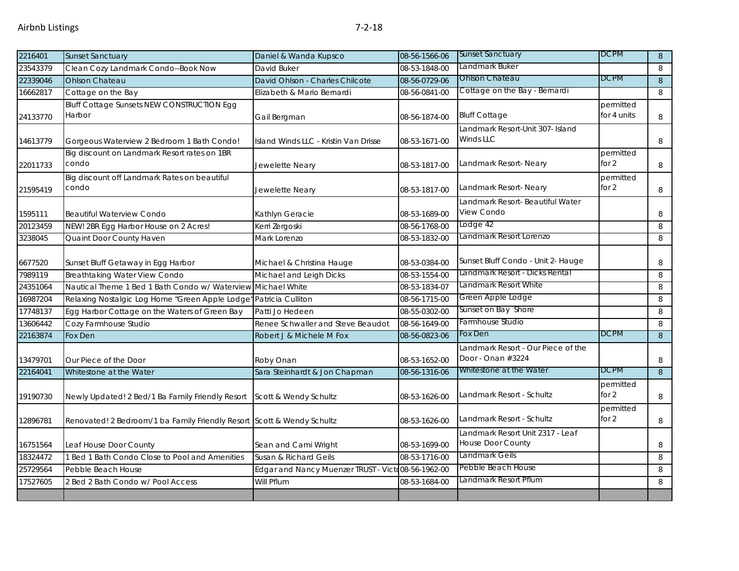| 2216401 | Sunset Sanctuary | Daniel & Wanda Kupsco | 08-56-1566-06 | Sunset Sanctuary | DCPM | 8 |
|---|---|---|---|---|---|---|
| 23543379 | Clean Cozy Landmark Condo--Book Now | David Buker | 08-53-1848-00 | Landmark Buker | | 8 |
| 22339046 | Ohlson Chateau | David Ohlson - Charles Chilcote | 08-56-0729-06 | Ohlson Chateau | DCPM | 8 |
| 16662817 | Cottage on the Bay | Elizabeth & Mario Bernardi | 08-56-0841-00 | Cottage on the Bay - Bernardi | | 8 |
| 24133770 | Bluff Cottage Sunsets NEW CONSTRUCTION Egg Harbor | Gail Bergman | 08-56-1874-00 | Bluff Cottage | permitted for 4 units | 8 |
| 14613779 | Gorgeous Waterview 2 Bedroom 1 Bath Condo! | Island Winds LLC - Kristin Van Drisse | 08-53-1671-00 | Landmark Resort-Unit 307- Island Winds LLC | | 8 |
| 22011733 | Big discount on Landmark Resort rates on 1BR condo | Jewelette Neary | 08-53-1817-00 | Landmark Resort- Neary | permitted for 2 | 8 |
| 21595419 | Big discount off Landmark Rates on beautiful condo | Jewelette Neary | 08-53-1817-00 | Landmark Resort- Neary | permitted for 2 | 8 |
| 1595111 | Beautiful Waterview Condo | Kathlyn Geracie | 08-53-1689-00 | Landmark Resort- Beautiful Water View Condo | | 8 |
| 20123459 | NEW! 2BR Egg Harbor House on 2 Acres! | Kerri Zergoski | 08-56-1768-00 | Lodge 42 | | 8 |
| 3238045 | Quaint Door County Haven | Mark Lorenzo | 08-53-1832-00 | Landmark Resort Lorenzo | | 8 |
| 6677520 | Sunset Bluff Getaway in Egg Harbor | Michael & Christina Hauge | 08-53-0384-00 | Sunset Bluff Condo - Unit 2- Hauge | | 8 |
| 7989119 | Breathtaking Water View Condo | Michael and Leigh Dicks | 08-53-1554-00 | Landmark Resort - Dicks Rental | | 8 |
| 24351064 | Nautical Theme 1 Bed 1 Bath Condo w/ Waterview | Michael White | 08-53-1834-07 | Landmark Resort White | | 8 |
| 16987204 | Relaxing Nostalgic Log Home "Green Apple Lodge" | Patricia Culliton | 08-56-1715-00 | Green Apple Lodge | | 8 |
| 17748137 | Egg Harbor Cottage on the Waters of Green Bay | Patti Jo Hedeen | 08-55-0302-00 | Sunset on Bay Shore | | 8 |
| 13606442 | Cozy Farmhouse Studio | Renee Schwaller and Steve Beaudot | 08-56-1649-00 | Farmhouse Studio | | 8 |
| 22163874 | Fox Den | Robert J & Michele M Fox | 08-56-0823-06 | Fox Den | DCPM | 8 |
| 13479701 | Our Piece of the Door | Roby Onan | 08-53-1652-00 | Landmark Resort - Our Piece of the Door - Onan #3224 | | 8 |
| 22164041 | Whitestone at the Water | Sara Steinhardt & Jon Chapman | 08-56-1316-06 | Whitestone at the Water | DCPM | 8 |
| 19190730 | Newly Updated! 2 Bed/1 Ba Family Friendly Resort | Scott & Wendy Schultz | 08-53-1626-00 | Landmark Resort - Schultz | permitted for 2 | 8 |
| 12896781 | Renovated! 2 Bedroom/1 ba Family Friendly Resort | Scott & Wendy Schultz | 08-53-1626-00 | Landmark Resort - Schultz | permitted for 2 | 8 |
| 16751564 | Leaf House Door County | Sean and Cami Wright | 08-53-1699-00 | Landmark Resort Unit 2317 - Leaf House Door County | | 8 |
| 18324472 | 1 Bed 1 Bath Condo Close to Pool and Amenities | Susan & Richard Geils | 08-53-1716-00 | Landmark Geils | | 8 |
| 25729564 | Pebble Beach House | Edgar and Nancy Muenzer TRUST - Victo | 08-56-1962-00 | Pebble Beach House | | 8 |
| 17527605 | 2 Bed 2 Bath Condo w/ Pool Access | Will Pflum | 08-53-1684-00 | Landmark Resort Pflum | | 8 |
| | | | | | | |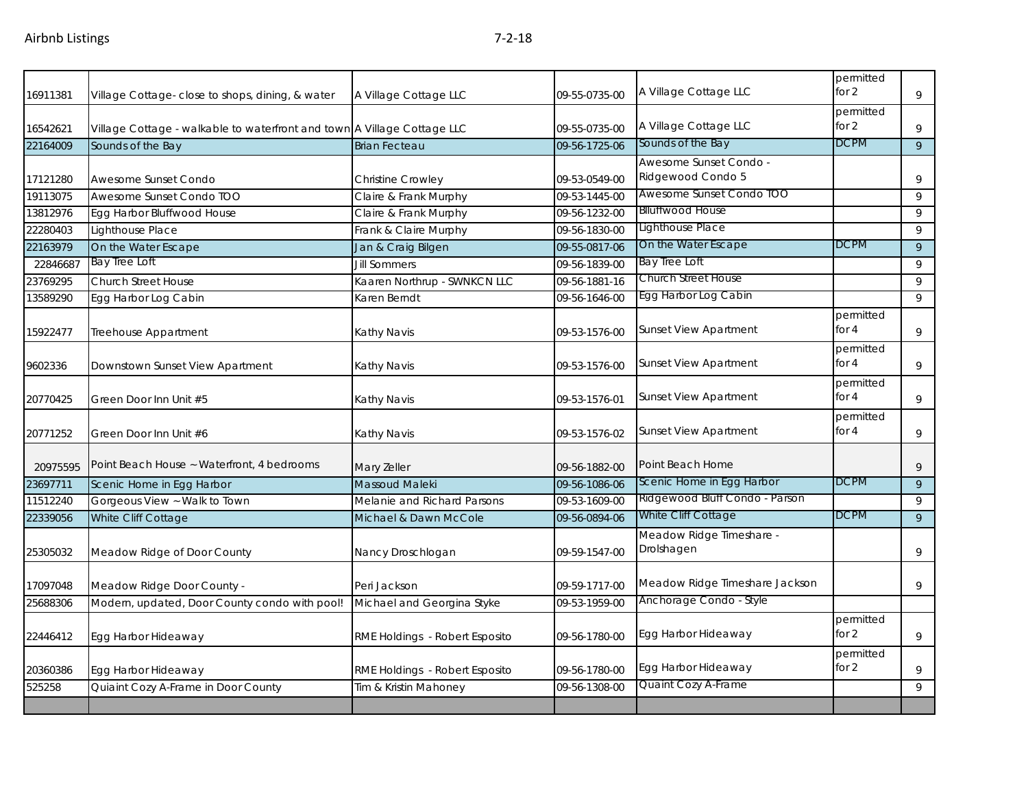| | | | | | | |
|---|---|---|---|---|---|---|
| 16911381 | Village Cottage- close to shops, dining, & water | A Village Cottage LLC | 09-55-0735-00 | A Village Cottage LLC | permitted for 2 | 9 |
| 16542621 | Village Cottage - walkable to waterfront and town | A Village Cottage LLC | 09-55-0735-00 | A Village Cottage LLC | permitted for 2 | 9 |
| 22164009 | Sounds of the Bay | Brian Fecteau | 09-56-1725-06 | Sounds of the Bay | DCPM | 9 |
| 17121280 | Awesome Sunset Condo | Christine Crowley | 09-53-0549-00 | Awesome Sunset Condo - Ridgewood Condo 5 | | 9 |
| 19113075 | Awesome Sunset Condo TOO | Claire & Frank Murphy | 09-53-1445-00 | Awesome Sunset Condo TOO | | 9 |
| 13812976 | Egg Harbor Bluffwood House | Claire & Frank Murphy | 09-56-1232-00 | Blluffwood House | | 9 |
| 22280403 | Lighthouse Place | Frank & Claire Murphy | 09-56-1830-00 | Lighthouse Place | | 9 |
| 22163979 | On the Water Escape | Jan & Craig Bilgen | 09-55-0817-06 | On the Water Escape | DCPM | 9 |
| 22846687 | Bay Tree Loft | Jill Sommers | 09-56-1839-00 | Bay Tree Loft | | 9 |
| 23769295 | Church Street House | Kaaren Northrup - SWNKCN LLC | 09-56-1881-16 | Church Street House | | 9 |
| 13589290 | Egg Harbor Log Cabin | Karen Berndt | 09-56-1646-00 | Egg Harbor Log Cabin | | 9 |
| 15922477 | Treehouse Appartment | Kathy Navis | 09-53-1576-00 | Sunset View Apartment | permitted for 4 | 9 |
| 9602336 | Downstown Sunset View Apartment | Kathy Navis | 09-53-1576-00 | Sunset View Apartment | permitted for 4 | 9 |
| 20770425 | Green Door Inn Unit #5 | Kathy Navis | 09-53-1576-01 | Sunset View Apartment | permitted for 4 | 9 |
| 20771252 | Green Door Inn Unit #6 | Kathy Navis | 09-53-1576-02 | Sunset View Apartment | permitted for 4 | 9 |
| 20975595 | Point Beach House ~ Waterfront, 4 bedrooms | Mary Zeller | 09-56-1882-00 | Point Beach Home | | 9 |
| 23697711 | Scenic Home in Egg Harbor | Massoud Maleki | 09-56-1086-06 | Scenic Home in Egg Harbor | DCPM | 9 |
| 11512240 | Gorgeous View ~ Walk to Town | Melanie and Richard Parsons | 09-53-1609-00 | Ridgewood Bluff Condo - Parson | | 9 |
| 22339056 | White Cliff Cottage | Michael & Dawn McCole | 09-56-0894-06 | White Cliff Cottage | DCPM | 9 |
| 25305032 | Meadow Ridge of Door County | Nancy Droschlogan | 09-59-1547-00 | Meadow Ridge Timeshare - Drolshagen | | 9 |
| 17097048 | Meadow Ridge Door County - | Peri Jackson | 09-59-1717-00 | Meadow Ridge Timeshare Jackson | | 9 |
| 25688306 | Modern, updated, Door County condo with pool! | Michael and Georgina Styke | 09-53-1959-00 | Anchorage Condo - Style | | |
| 22446412 | Egg Harbor Hideaway | RME Holdings - Robert Esposito | 09-56-1780-00 | Egg Harbor Hideaway | permitted for 2 | 9 |
| 20360386 | Egg Harbor Hideaway | RME Holdings - Robert Esposito | 09-56-1780-00 | Egg Harbor Hideaway | permitted for 2 | 9 |
| 525258 | Quiaint Cozy A-Frame in Door County | Tim & Kristin Mahoney | 09-56-1308-00 | Quaint Cozy A-Frame | | 9 |
| | | | | | | |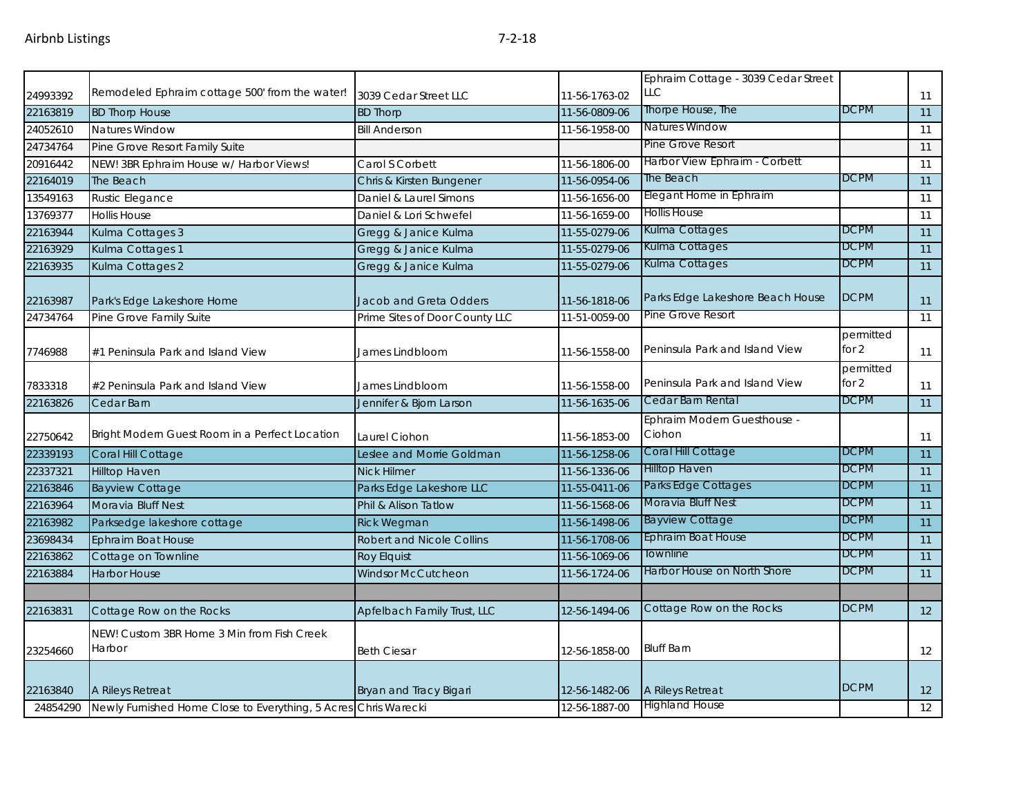| | | | | | | |
|---|---|---|---|---|---|---|
| 24993392 | Remodeled Ephraim cottage 500' from the water! | 3039 Cedar Street LLC | 11-56-1763-02 | Ephraim Cottage - 3039 Cedar Street LLC | | 11 |
| 22163819 | BD Thorp House | BD Thorp | 11-56-0809-06 | Thorpe House, The | DCPM | 11 |
| 24052610 | Natures Window | Bill Anderson | 11-56-1958-00 | Natures Window | | 11 |
| 24734764 | Pine Grove Resort Family Suite | | | Pine Grove Resort | | 11 |
| 20916442 | NEW! 3BR Ephraim House w/ Harbor Views! | Carol S Corbett | 11-56-1806-00 | Harbor View Ephraim - Corbett | | 11 |
| 22164019 | The Beach | Chris & Kirsten Bungener | 11-56-0954-06 | The Beach | DCPM | 11 |
| 13549163 | Rustic Elegance | Daniel & Laurel Simons | 11-56-1656-00 | Elegant Home in Ephraim | | 11 |
| 13769377 | Hollis House | Daniel & Lori Schwefel | 11-56-1659-00 | Hollis House | | 11 |
| 22163944 | Kulma Cottages 3 | Gregg & Janice Kulma | 11-55-0279-06 | Kulma Cottages | DCPM | 11 |
| 22163929 | Kulma Cottages 1 | Gregg & Janice Kulma | 11-55-0279-06 | Kulma Cottages | DCPM | 11 |
| 22163935 | Kulma Cottages 2 | Gregg & Janice Kulma | 11-55-0279-06 | Kulma Cottages | DCPM | 11 |
| 22163987 | Park's Edge Lakeshore Home | Jacob and Greta Odders | 11-56-1818-06 | Parks Edge Lakeshore Beach House | DCPM | 11 |
| 24734764 | Pine Grove Family Suite | Prime Sites of Door County LLC | 11-51-0059-00 | Pine Grove Resort | | 11 |
| 7746988 | #1 Peninsula Park and Island View | James Lindbloom | 11-56-1558-00 | Peninsula Park and Island View | permitted for 2 | 11 |
| 7833318 | #2 Peninsula Park and Island View | James Lindbloom | 11-56-1558-00 | Peninsula Park and Island View | permitted for 2 | 11 |
| 22163826 | Cedar Barn | Jennifer & Bjorn Larson | 11-56-1635-06 | Cedar Barn Rental | DCPM | 11 |
| 22750642 | Bright Modern Guest Room in a Perfect Location | Laurel Ciohon | 11-56-1853-00 | Ephraim Modern Guesthouse - Ciohon | | 11 |
| 22339193 | Coral Hill Cottage | Leslee and Morrie Goldman | 11-56-1258-06 | Coral Hill Cottage | DCPM | 11 |
| 22337321 | Hilltop Haven | Nick Hilmer | 11-56-1336-06 | Hilltop Haven | DCPM | 11 |
| 22163846 | Bayview Cottage | Parks Edge Lakeshore LLC | 11-55-0411-06 | Parks Edge Cottages | DCPM | 11 |
| 22163964 | Moravia Bluff Nest | Phil & Alison Tatlow | 11-56-1568-06 | Moravia Bluff Nest | DCPM | 11 |
| 22163982 | Parksedge lakeshore cottage | Rick Wegman | 11-56-1498-06 | Bayview Cottage | DCPM | 11 |
| 23698434 | Ephraim Boat House | Robert and Nicole Collins | 11-56-1708-06 | Ephraim Boat House | DCPM | 11 |
| 22163862 | Cottage on Townline | Roy Elquist | 11-56-1069-06 | Townline | DCPM | 11 |
| 22163884 | Harbor House | Windsor McCutcheon | 11-56-1724-06 | Harbor House on North Shore | DCPM | 11 |
| | | | | | | |
| 22163831 | Cottage Row on the Rocks | Apfelbach Family Trust, LLC | 12-56-1494-06 | Cottage Row on the Rocks | DCPM | 12 |
| 23254660 | NEW! Custom 3BR Home 3 Min from Fish Creek Harbor | Beth Ciesar | 12-56-1858-00 | Bluff Barn | | 12 |
| 22163840 | A Rileys Retreat | Bryan and Tracy Bigari | 12-56-1482-06 | A Rileys Retreat | DCPM | 12 |
| 24854290 | Newly Furnished Home Close to Everything, 5 Acres | Chris Warecki | 12-56-1887-00 | Highland House | | 12 |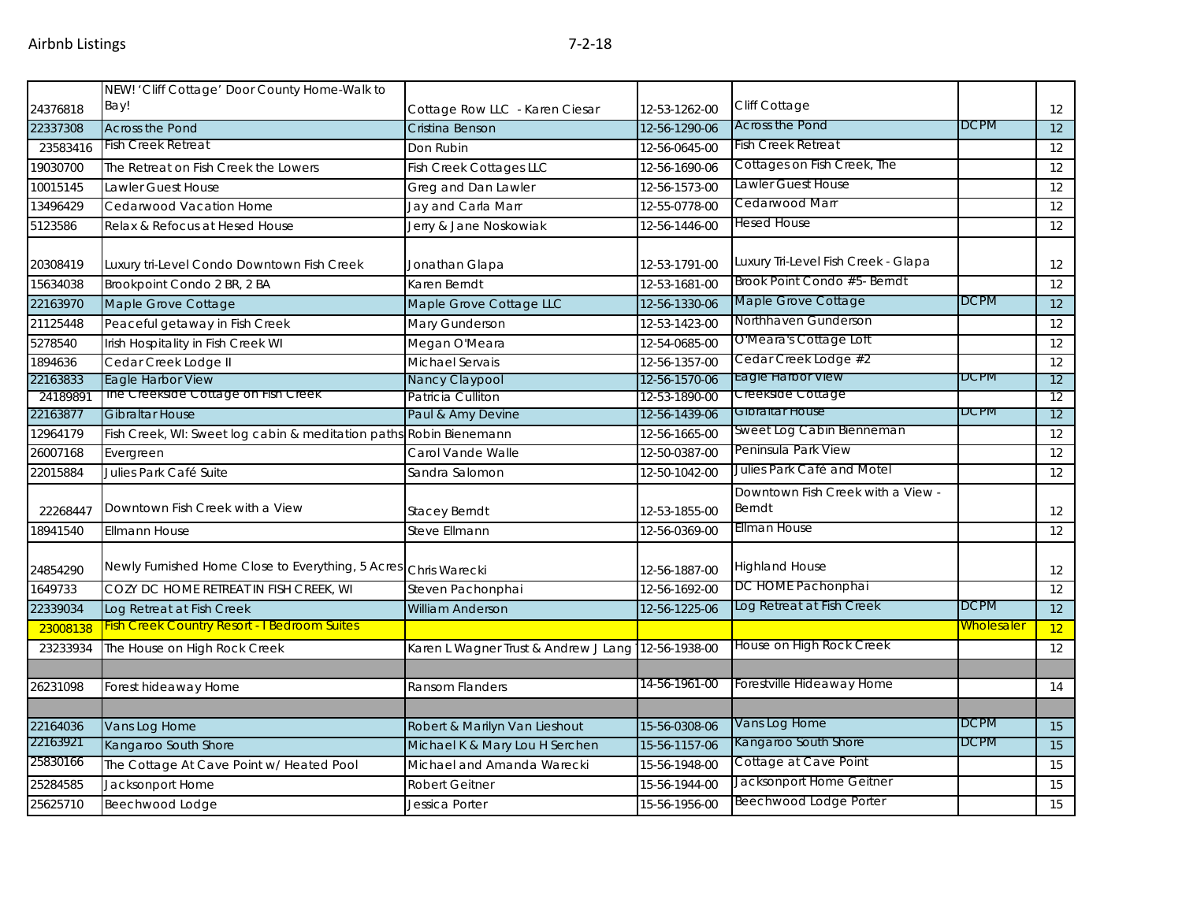| | | | | | | |
|---|---|---|---|---|---|---|
| 24376818 | NEW! 'Cliff Cottage' Door County Home-Walk to Bay! | Cottage Row LLC - Karen Ciesar | 12-53-1262-00 | Cliff Cottage | | 12 |
| 22337308 | Across the Pond | Cristina Benson | 12-56-1290-06 | Across the Pond | DCPM | 12 |
| 23583416 | Fish Creek Retreat | Don Rubin | 12-56-0645-00 | Fish Creek Retreat | | 12 |
| 19030700 | The Retreat on Fish Creek the Lowers | Fish Creek Cottages LLC | 12-56-1690-06 | Cottages on Fish Creek, The | | 12 |
| 10015145 | Lawler Guest House | Greg and Dan Lawler | 12-56-1573-00 | Lawler Guest House | | 12 |
| 13496429 | Cedarwood Vacation Home | Jay and Carla Marr | 12-55-0778-00 | Cedarwood Marr | | 12 |
| 5123586 | Relax & Refocus at Hesed House | Jerry & Jane Noskowiak | 12-56-1446-00 | Hesed House | | 12 |
| 20308419 | Luxury tri-Level Condo Downtown Fish Creek | Jonathan Glapa | 12-53-1791-00 | Luxury Tri-Level Fish Creek - Glapa | | 12 |
| 15634038 | Brookpoint Condo 2 BR, 2 BA | Karen Berndt | 12-53-1681-00 | Brook Point Condo #5- Berndt | | 12 |
| 22163970 | Maple Grove Cottage | Maple Grove Cottage LLC | 12-56-1330-06 | Maple Grove Cottage | DCPM | 12 |
| 21125448 | Peaceful getaway in Fish Creek | Mary Gunderson | 12-53-1423-00 | Northhaven Gunderson | | 12 |
| 5278540 | Irish Hospitality in Fish Creek WI | Megan O'Meara | 12-54-0685-00 | O'Meara's Cottage Loft | | 12 |
| 1894636 | Cedar Creek Lodge II | Michael Servais | 12-56-1357-00 | Cedar Creek Lodge #2 | | 12 |
| 22163833 | Eagle Harbor View | Nancy Claypool | 12-56-1570-06 | Eagle Harbor View | DCPM | 12 |
| 24189891 | The Creekside Cottage on Fish Creek | Patricia Culliton | 12-53-1890-00 | Creekside Cottage | | 12 |
| 22163877 | Gibraltar House | Paul & Amy Devine | 12-56-1439-06 | Gibraltar House | DCPM | 12 |
| 12964179 | Fish Creek, WI: Sweet log cabin & meditation paths | Robin Bienemann | 12-56-1665-00 | Sweet Log Cabin Bienneman | | 12 |
| 26007168 | Evergreen | Carol Vande Walle | 12-50-0387-00 | Peninsula Park View | | 12 |
| 22015884 | Julies Park Café Suite | Sandra Salomon | 12-50-1042-00 | Julies Park Café and Motel | | 12 |
| 22268447 | Downtown Fish Creek with a View | Stacey Berndt | 12-53-1855-00 | Downtown Fish Creek with a View - Berndt | | 12 |
| 18941540 | Ellmann House | Steve Ellmann | 12-56-0369-00 | Ellman House | | 12 |
| 24854290 | Newly Furnished Home Close to Everything, 5 Acres | Chris Warecki | 12-56-1887-00 | Highland House | | 12 |
| 1649733 | COZY DC HOME RETREAT IN FISH CREEK, WI | Steven Pachonphai | 12-56-1692-00 | DC HOME Pachonphai | | 12 |
| 22339034 | Log Retreat at Fish Creek | William Anderson | 12-56-1225-06 | Log Retreat at Fish Creek | DCPM | 12 |
| 23008138 | Fish Creek Country Resort - I Bedroom Suites | | | | Wholesaler | 12 |
| 23233934 | The House on High Rock Creek | Karen L Wagner Trust & Andrew J Lang | 12-56-1938-00 | House on High Rock Creek | | 12 |
| | | | | | | |
| 26231098 | Forest hideaway Home | Ransom Flanders | 14-56-1961-00 | Forestville Hideaway Home | | 14 |
| | | | | | | |
| 22164036 | Vans Log Home | Robert & Marilyn Van Lieshout | 15-56-0308-06 | Vans Log Home | DCPM | 15 |
| 22163921 | Kangaroo South Shore | Michael K & Mary Lou H Serchen | 15-56-1157-06 | Kangaroo South Shore | DCPM | 15 |
| 25830166 | The Cottage At Cave Point w/ Heated Pool | Michael and Amanda Warecki | 15-56-1948-00 | Cottage at Cave Point | | 15 |
| 25284585 | Jacksonport Home | Robert Geitner | 15-56-1944-00 | Jacksonport Home Geitner | | 15 |
| 25625710 | Beechwood Lodge | Jessica Porter | 15-56-1956-00 | Beechwood Lodge Porter | | 15 |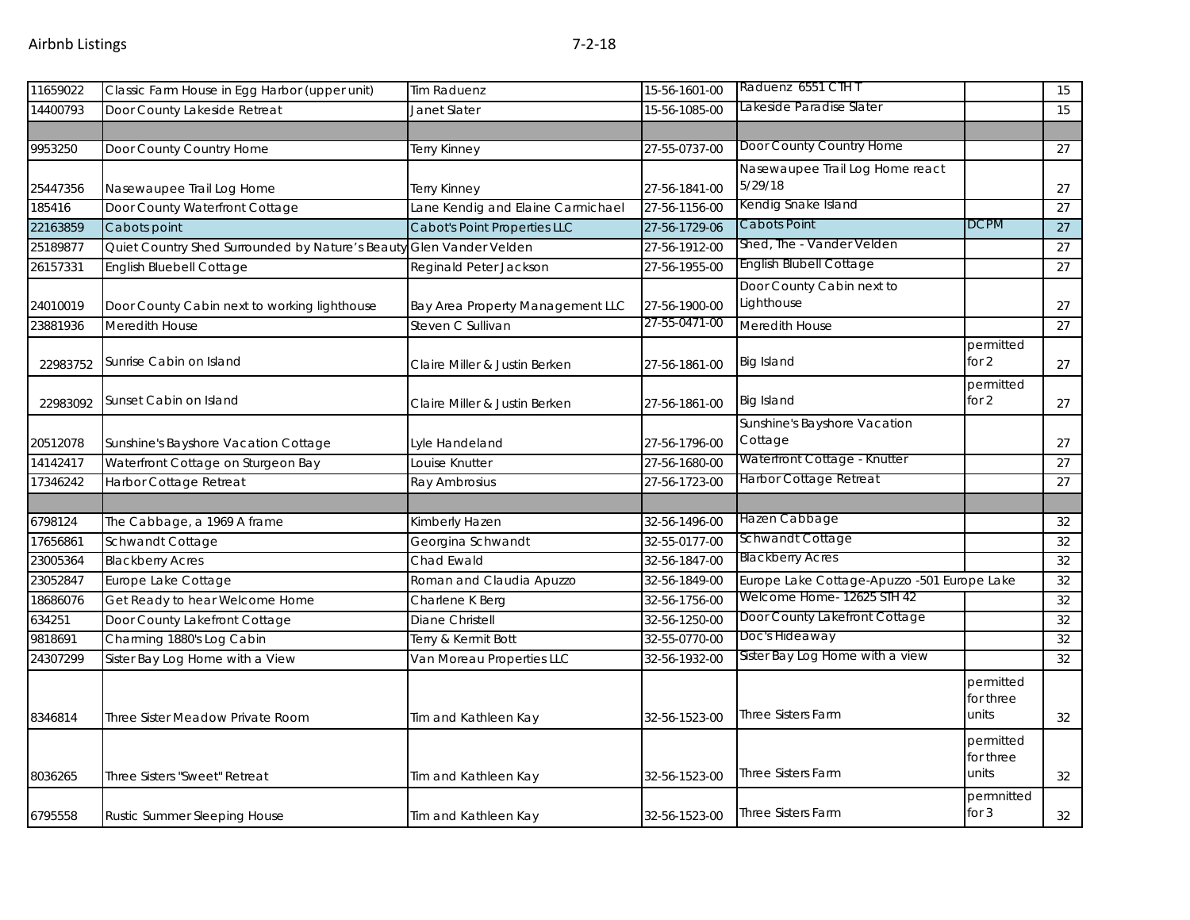| | | | | | | |
|---|---|---|---|---|---|---|
| 11659022 | Classic Farm House in Egg Harbor (upper unit) | Tim Raduenz | 15-56-1601-00 | Raduenz 6551 CTH T | | 15 |
| 14400793 | Door County Lakeside Retreat | Janet Slater | 15-56-1085-00 | Lakeside Paradise Slater | | 15 |
| | | | | | | |
| 9953250 | Door County Country Home | Terry Kinney | 27-55-0737-00 | Door County Country Home | | 27 |
| 25447356 | Nasewaupee Trail Log Home | Terry Kinney | 27-56-1841-00 | Nasewaupee Trail Log Home react 5/29/18 | | 27 |
| 185416 | Door County Waterfront Cottage | Lane Kendig and Elaine Carmichael | 27-56-1156-00 | Kendig Snake Island | | 27 |
| 22163859 | Cabots point | Cabot's Point Properties LLC | 27-56-1729-06 | Cabots Point | DCPM | 27 |
| 25189877 | Quiet Country Shed Surrounded by Nature's Beauty | Glen Vander Velden | 27-56-1912-00 | Shed, The - Vander Velden | | 27 |
| 26157331 | English Bluebell Cottage | Reginald Peter Jackson | 27-56-1955-00 | English Blubell Cottage | | 27 |
| 24010019 | Door County Cabin next to working lighthouse | Bay Area Property Management LLC | 27-56-1900-00 | Door County Cabin next to Lighthouse | | 27 |
| 23881936 | Meredith House | Steven C Sullivan | 27-55-0471-00 | Meredith House | | 27 |
| 22983752 | Sunrise Cabin on Island | Claire Miller & Justin Berken | 27-56-1861-00 | Big Island | permitted for 2 | 27 |
| 22983092 | Sunset Cabin on Island | Claire Miller & Justin Berken | 27-56-1861-00 | Big Island | permitted for 2 | 27 |
| 20512078 | Sunshine's Bayshore Vacation Cottage | Lyle Handeland | 27-56-1796-00 | Sunshine's Bayshore Vacation Cottage | | 27 |
| 14142417 | Waterfront Cottage on Sturgeon Bay | Louise Knutter | 27-56-1680-00 | Waterfront Cottage - Knutter | | 27 |
| 17346242 | Harbor Cottage Retreat | Ray Ambrosius | 27-56-1723-00 | Harbor Cottage Retreat | | 27 |
| | | | | | | |
| 6798124 | The Cabbage, a 1969 A frame | Kimberly Hazen | 32-56-1496-00 | Hazen Cabbage | | 32 |
| 17656861 | Schwandt Cottage | Georgina Schwandt | 32-55-0177-00 | Schwandt Cottage | | 32 |
| 23005364 | Blackberry Acres | Chad Ewald | 32-56-1847-00 | Blackberry Acres | | 32 |
| 23052847 | Europe Lake Cottage | Roman and Claudia Apuzzo | 32-56-1849-00 | Europe Lake Cottage-Apuzzo -501 Europe Lake | | 32 |
| 18686076 | Get Ready to hear Welcome Home | Charlene K Berg | 32-56-1756-00 | Welcome Home- 12625 STH 42 | | 32 |
| 634251 | Door County Lakefront Cottage | Diane Christell | 32-56-1250-00 | Door County Lakefront Cottage | | 32 |
| 9818691 | Charming 1880's Log Cabin | Terry & Kermit Bott | 32-55-0770-00 | Doc's Hideaway | | 32 |
| 24307299 | Sister Bay Log Home with a View | Van Moreau Properties LLC | 32-56-1932-00 | Sister Bay Log Home with a view | | 32 |
| 8346814 | Three Sister Meadow Private Room | Tim and Kathleen Kay | 32-56-1523-00 | Three Sisters Farm | permitted for three units | 32 |
| 8036265 | Three Sisters "Sweet" Retreat | Tim and Kathleen Kay | 32-56-1523-00 | Three Sisters Farm | permitted for three units | 32 |
| 6795558 | Rustic Summer Sleeping House | Tim and Kathleen Kay | 32-56-1523-00 | Three Sisters Farm | permnitted for 3 | 32 |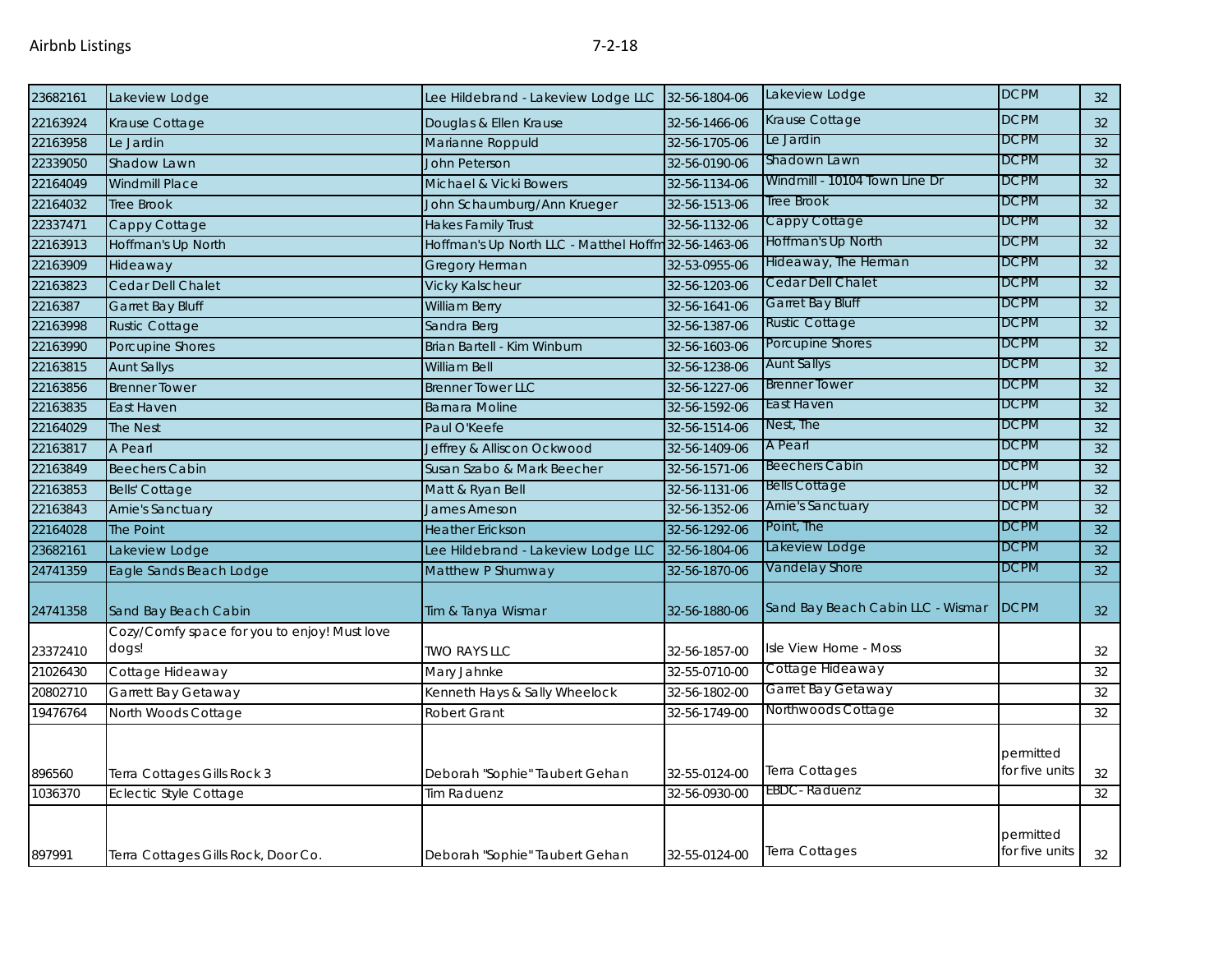| 23682161 | Lakeview Lodge | Lee Hildebrand - Lakeview Lodge LLC | 32-56-1804-06 | Lakeview Lodge | DCPM | 32 |
|---|---|---|---|---|---|---|
| 22163924 | Krause Cottage | Douglas & Ellen Krause | 32-56-1466-06 | Krause Cottage | DCPM | 32 |
| 22163958 | Le Jardin | Marianne Roppuld | 32-56-1705-06 | Le Jardin | DCPM | 32 |
| 22339050 | Shadow Lawn | John Peterson | 32-56-0190-06 | Shadown Lawn | DCPM | 32 |
| 22164049 | Windmill Place | Michael & Vicki Bowers | 32-56-1134-06 | Windmill - 10104 Town Line Dr | DCPM | 32 |
| 22164032 | Tree Brook | John Schaumburg/Ann Krueger | 32-56-1513-06 | Tree Brook | DCPM | 32 |
| 22337471 | Cappy Cottage | Hakes Family Trust | 32-56-1132-06 | Cappy Cottage | DCPM | 32 |
| 22163913 | Hoffman's Up North | Hoffman's Up North LLC - Matthel Hoffm | 32-56-1463-06 | Hoffman's Up North | DCPM | 32 |
| 22163909 | Hideaway | Gregory Herman | 32-53-0955-06 | Hideaway, The Herman | DCPM | 32 |
| 22163823 | Cedar Dell Chalet | Vicky Kalscheur | 32-56-1203-06 | Cedar Dell Chalet | DCPM | 32 |
| 2216387 | Garret Bay Bluff | William Berry | 32-56-1641-06 | Garret Bay Bluff | DCPM | 32 |
| 22163998 | Rustic Cottage | Sandra Berg | 32-56-1387-06 | Rustic Cottage | DCPM | 32 |
| 22163990 | Porcupine Shores | Brian Bartell - Kim Winburn | 32-56-1603-06 | Porcupine Shores | DCPM | 32 |
| 22163815 | Aunt Sallys | William Bell | 32-56-1238-06 | Aunt Sallys | DCPM | 32 |
| 22163856 | Brenner Tower | Brenner Tower LLC | 32-56-1227-06 | Brenner Tower | DCPM | 32 |
| 22163835 | East Haven | Barnara Moline | 32-56-1592-06 | East Haven | DCPM | 32 |
| 22164029 | The Nest | Paul O'Keefe | 32-56-1514-06 | Nest, The | DCPM | 32 |
| 22163817 | A Pearl | Jeffrey & Alliscon Ockwood | 32-56-1409-06 | A Pearl | DCPM | 32 |
| 22163849 | Beechers Cabin | Susan Szabo & Mark Beecher | 32-56-1571-06 | Beechers Cabin | DCPM | 32 |
| 22163853 | Bells' Cottage | Matt & Ryan Bell | 32-56-1131-06 | Bells Cottage | DCPM | 32 |
| 22163843 | Arnie's Sanctuary | James Arneson | 32-56-1352-06 | Arnie's Sanctuary | DCPM | 32 |
| 22164028 | The Point | Heather Erickson | 32-56-1292-06 | Point, The | DCPM | 32 |
| 23682161 | Lakeview Lodge | Lee Hildebrand - Lakeview Lodge LLC | 32-56-1804-06 | Lakeview Lodge | DCPM | 32 |
| 24741359 | Eagle Sands Beach Lodge | Matthew P Shumway | 32-56-1870-06 | Vandelay Shore | DCPM | 32 |
| 24741358 | Sand Bay Beach Cabin | Tim & Tanya Wismar | 32-56-1880-06 | Sand Bay Beach Cabin LLC - Wismar | DCPM | 32 |
| 23372410 | Cozy/Comfy space for you to enjoy! Must love dogs! | TWO RAYS LLC | 32-56-1857-00 | Isle View Home - Moss | | 32 |
| 21026430 | Cottage Hideaway | Mary Jahnke | 32-55-0710-00 | Cottage Hideaway | | 32 |
| 20802710 | Garrett Bay Getaway | Kenneth Hays & Sally Wheelock | 32-56-1802-00 | Garret Bay Getaway | | 32 |
| 19476764 | North Woods Cottage | Robert Grant | 32-56-1749-00 | Northwoods Cottage | | 32 |
| 896560 | Terra Cottages Gills Rock 3 | Deborah "Sophie" Taubert Gehan | 32-55-0124-00 | Terra Cottages | permitted for five units | 32 |
| 1036370 | Eclectic Style Cottage | Tim Raduenz | 32-56-0930-00 | EBDC- Raduenz | | 32 |
| 897991 | Terra Cottages Gills Rock, Door Co. | Deborah "Sophie" Taubert Gehan | 32-55-0124-00 | Terra Cottages | permitted for five units | 32 |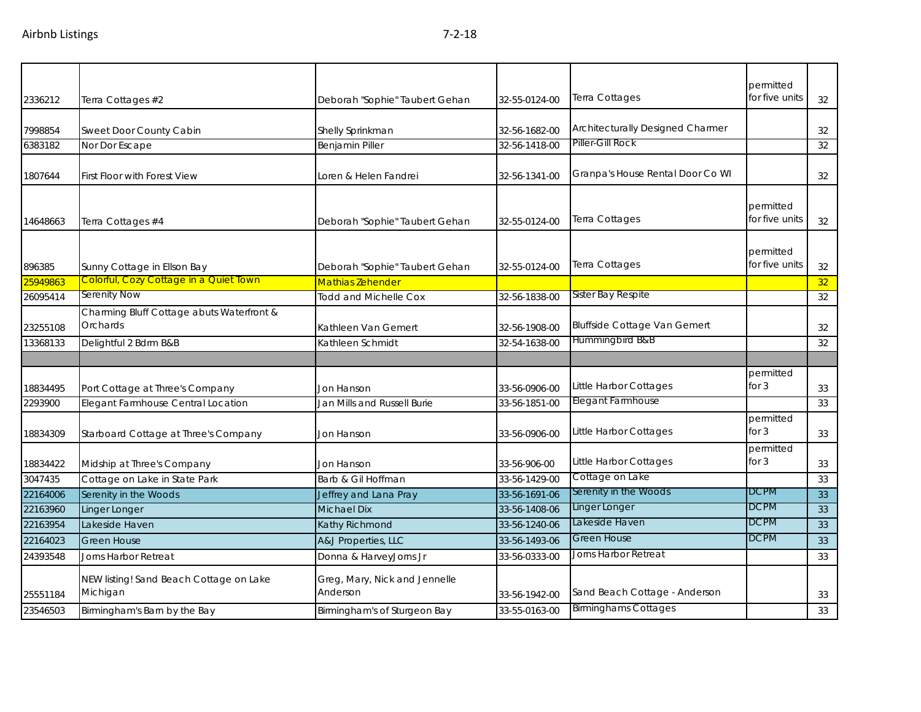| | | | | | | |
|---|---|---|---|---|---|---|
| 2336212 | Terra Cottages #2 | Deborah "Sophie" Taubert Gehan | 32-55-0124-00 | Terra Cottages | permitted for five units | 32 |
| 7998854 | Sweet Door County Cabin | Shelly Sprinkman | 32-56-1682-00 | Architecturally Designed Charmer | | 32 |
| 6383182 | Nor Dor Escape | Benjamin Piller | 32-56-1418-00 | Piller-Gill Rock | | 32 |
| 1807644 | First Floor with Forest View | Loren & Helen Fandrei | 32-56-1341-00 | Granpa's House Rental Door Co WI | | 32 |
| 14648663 | Terra Cottages #4 | Deborah "Sophie" Taubert Gehan | 32-55-0124-00 | Terra Cottages | permitted for five units | 32 |
| 896385 | Sunny Cottage in Ellson Bay | Deborah "Sophie" Taubert Gehan | 32-55-0124-00 | Terra Cottages | permitted for five units | 32 |
| 25949863 | Colorful, Cozy Cottage in a Quiet Town | Mathias Zehender | | | | 32 |
| 26095414 | Serenity Now | Todd and Michelle Cox | 32-56-1838-00 | Sister Bay Respite | | 32 |
| 23255108 | Charming Bluff Cottage abuts Waterfront & Orchards | Kathleen Van Gemert | 32-56-1908-00 | Bluffside Cottage Van Gemert | | 32 |
| 13368133 | Delightful 2 Bdrm B&B | Kathleen Schmidt | 32-54-1638-00 | Hummingbird B&B | | 32 |
| | | | | | | |
| 18834495 | Port Cottage at Three's Company | Jon Hanson | 33-56-0906-00 | Little Harbor Cottages | permitted for 3 | 33 |
| 2293900 | Elegant Farmhouse Central Location | Jan Mills and Russell Burie | 33-56-1851-00 | Elegant Farmhouse | | 33 |
| 18834309 | Starboard Cottage at Three's Company | Jon Hanson | 33-56-0906-00 | Little Harbor Cottages | permitted for 3 | 33 |
| 18834422 | Midship at Three's Company | Jon Hanson | 33-56-906-00 | Little Harbor Cottages | permitted for 3 | 33 |
| 3047435 | Cottage on Lake in State Park | Barb & Gil Hoffman | 33-56-1429-00 | Cottage on Lake | | 33 |
| 22164006 | Serenity in the Woods | Jeffrey and Lana Pray | 33-56-1691-06 | Serenity in the Woods | DCPM | 33 |
| 22163960 | Linger Longer | Michael Dix | 33-56-1408-06 | Linger Longer | DCPM | 33 |
| 22163954 | Lakeside Haven | Kathy Richmond | 33-56-1240-06 | Lakeside Haven | DCPM | 33 |
| 22164023 | Green House | A&J Properties, LLC | 33-56-1493-06 | Green House | DCPM | 33 |
| 24393548 | Jorns Harbor Retreat | Donna & HarveyJorns Jr | 33-56-0333-00 | Jorns Harbor Retreat | | 33 |
| 25551184 | NEW listing! Sand Beach Cottage on Lake Michigan | Greg, Mary, Nick and Jennelle Anderson | 33-56-1942-00 | Sand Beach Cottage - Anderson | | 33 |
| 23546503 | Birmingham's Barn by the Bay | Birmingham's of Sturgeon Bay | 33-55-0163-00 | Birminghams Cottages | | 33 |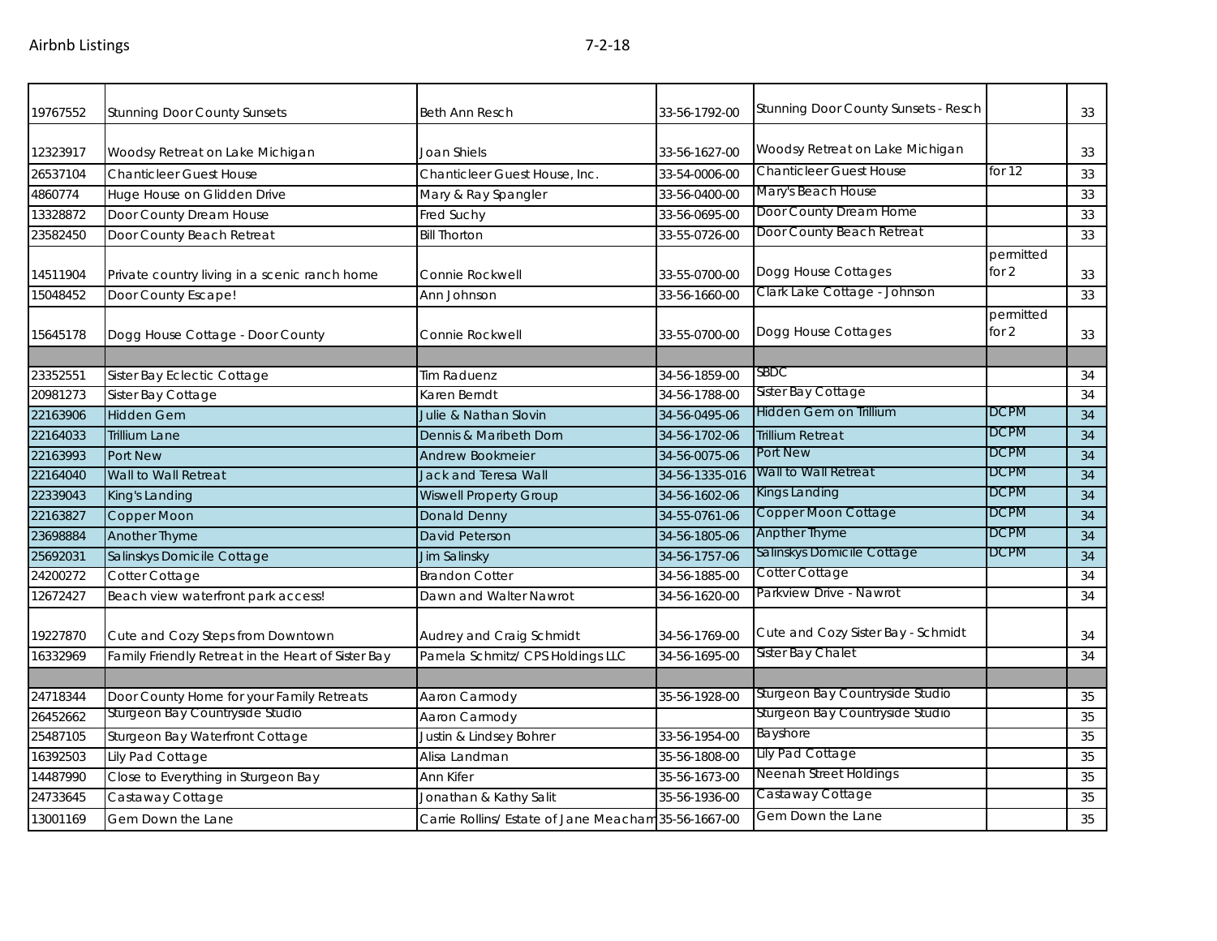| | | | | | | |
|---|---|---|---|---|---|---|
| 19767552 | Stunning Door County Sunsets | Beth Ann Resch | 33-56-1792-00 | Stunning Door County Sunsets - Resch | | 33 |
| 12323917 | Woodsy Retreat on Lake Michigan | Joan Shiels | 33-56-1627-00 | Woodsy Retreat on Lake Michigan | | 33 |
| 26537104 | Chanticleer Guest House | Chanticleer Guest House, Inc. | 33-54-0006-00 | Chanticleer Guest House | for 12 | 33 |
| 4860774 | Huge House on Glidden Drive | Mary & Ray Spangler | 33-56-0400-00 | Mary's Beach House | | 33 |
| 13328872 | Door County Dream House | Fred Suchy | 33-56-0695-00 | Door County Dream Home | | 33 |
| 23582450 | Door County Beach Retreat | Bill Thorton | 33-55-0726-00 | Door County Beach Retreat | | 33 |
| 14511904 | Private country living in a scenic ranch home | Connie Rockwell | 33-55-0700-00 | Dogg House Cottages | permitted for 2 | 33 |
| 15048452 | Door County Escape! | Ann Johnson | 33-56-1660-00 | Clark Lake Cottage - Johnson | | 33 |
| 15645178 | Dogg House Cottage - Door County | Connie Rockwell | 33-55-0700-00 | Dogg House Cottages | permitted for 2 | 33 |
| | | | | | | |
| 23352551 | Sister Bay Eclectic Cottage | Tim Raduenz | 34-56-1859-00 | SBDC | | 34 |
| 20981273 | Sister Bay Cottage | Karen Berndt | 34-56-1788-00 | Sister Bay Cottage | | 34 |
| 22163906 | Hidden Gem | Julie & Nathan Slovin | 34-56-0495-06 | Hidden Gem on Trillium | DCPM | 34 |
| 22164033 | Trillium Lane | Dennis & Maribeth Dorn | 34-56-1702-06 | Trillium Retreat | DCPM | 34 |
| 22163993 | Port New | Andrew Bookmeier | 34-56-0075-06 | Port New | DCPM | 34 |
| 22164040 | Wall to Wall Retreat | Jack and Teresa Wall | 34-56-1335-016 | Wall to Wall Retreat | DCPM | 34 |
| 22339043 | King's Landing | Wiswell Property Group | 34-56-1602-06 | Kings Landing | DCPM | 34 |
| 22163827 | Copper Moon | Donald Denny | 34-55-0761-06 | Copper Moon Cottage | DCPM | 34 |
| 23698884 | Another Thyme | David Peterson | 34-56-1805-06 | Anpther Thyme | DCPM | 34 |
| 25692031 | Salinskys Domicile Cottage | Jim Salinsky | 34-56-1757-06 | Salinskys Domicile Cottage | DCPM | 34 |
| 24200272 | Cotter Cottage | Brandon Cotter | 34-56-1885-00 | Cotter Cottage | | 34 |
| 12672427 | Beach view waterfront park access! | Dawn and Walter Nawrot | 34-56-1620-00 | Parkview Drive - Nawrot | | 34 |
| 19227870 | Cute and Cozy Steps from Downtown | Audrey and Craig Schmidt | 34-56-1769-00 | Cute and Cozy Sister Bay - Schmidt | | 34 |
| 16332969 | Family Friendly Retreat in the Heart of Sister Bay | Pamela Schmitz/ CPS Holdings LLC | 34-56-1695-00 | Sister Bay Chalet | | 34 |
| | | | | | | |
| 24718344 | Door County Home for your Family Retreats | Aaron Carmody | 35-56-1928-00 | Sturgeon Bay Countryside Studio | | 35 |
| 26452662 | Sturgeon Bay Countryside Studio | Aaron Carmody | | Sturgeon Bay Countryside Studio | | 35 |
| 25487105 | Sturgeon Bay Waterfront Cottage | Justin & Lindsey Bohrer | 33-56-1954-00 | Bayshore | | 35 |
| 16392503 | Lily Pad Cottage | Alisa Landman | 35-56-1808-00 | Lily Pad Cottage | | 35 |
| 14487990 | Close to Everything in Sturgeon Bay | Ann Kifer | 35-56-1673-00 | Neenah Street Holdings | | 35 |
| 24733645 | Castaway Cottage | Jonathan & Kathy Salit | 35-56-1936-00 | Castaway Cottage | | 35 |
| 13001169 | Gem Down the Lane | Carrie Rollins/ Estate of Jane Meacham | 35-56-1667-00 | Gem Down the Lane | | 35 |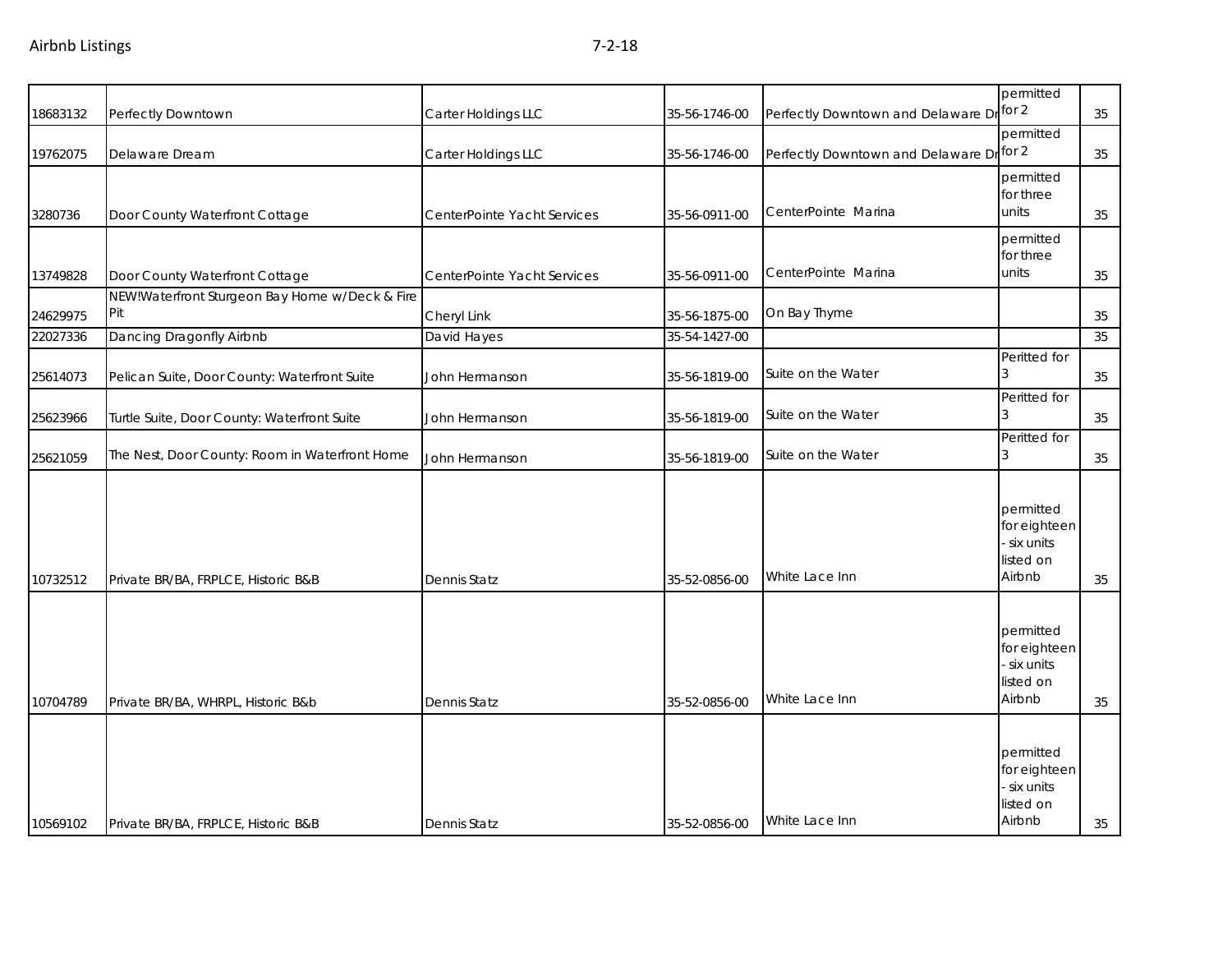| | | | | | | |
|---|---|---|---|---|---|---|
| 18683132 | Perfectly Downtown | Carter Holdings LLC | 35-56-1746-00 | Perfectly Downtown and Delaware Dr | permitted for 2 | 35 |
| 19762075 | Delaware Dream | Carter Holdings LLC | 35-56-1746-00 | Perfectly Downtown and Delaware Dr | permitted for 2 | 35 |
| 3280736 | Door County Waterfront Cottage | CenterPointe Yacht Services | 35-56-0911-00 | CenterPointe Marina | permitted for three units | 35 |
| 13749828 | Door County Waterfront Cottage | CenterPointe Yacht Services | 35-56-0911-00 | CenterPointe Marina | permitted for three units | 35 |
| 24629975 | NEW!Waterfront Sturgeon Bay Home w/Deck & Fire Pit | Cheryl Link | 35-56-1875-00 | On Bay Thyme | | 35 |
| 22027336 | Dancing Dragonfly Airbnb | David Hayes | 35-54-1427-00 | | | 35 |
| 25614073 | Pelican Suite, Door County: Waterfront Suite | John Hermanson | 35-56-1819-00 | Suite on the Water | Peritted for 3 | 35 |
| 25623966 | Turtle Suite, Door County: Waterfront Suite | John Hermanson | 35-56-1819-00 | Suite on the Water | Peritted for 3 | 35 |
| 25621059 | The Nest, Door County: Room in Waterfront Home | John Hermanson | 35-56-1819-00 | Suite on the Water | Peritted for 3 | 35 |
| 10732512 | Private BR/BA, FRPLCE, Historic B&B | Dennis Statz | 35-52-0856-00 | White Lace Inn | permitted for eighteen - six units listed on Airbnb | 35 |
| 10704789 | Private BR/BA, WHRPL, Historic B&b | Dennis Statz | 35-52-0856-00 | White Lace Inn | permitted for eighteen - six units listed on Airbnb | 35 |
| 10569102 | Private BR/BA, FRPLCE, Historic B&B | Dennis Statz | 35-52-0856-00 | White Lace Inn | permitted for eighteen - six units listed on Airbnb | 35 |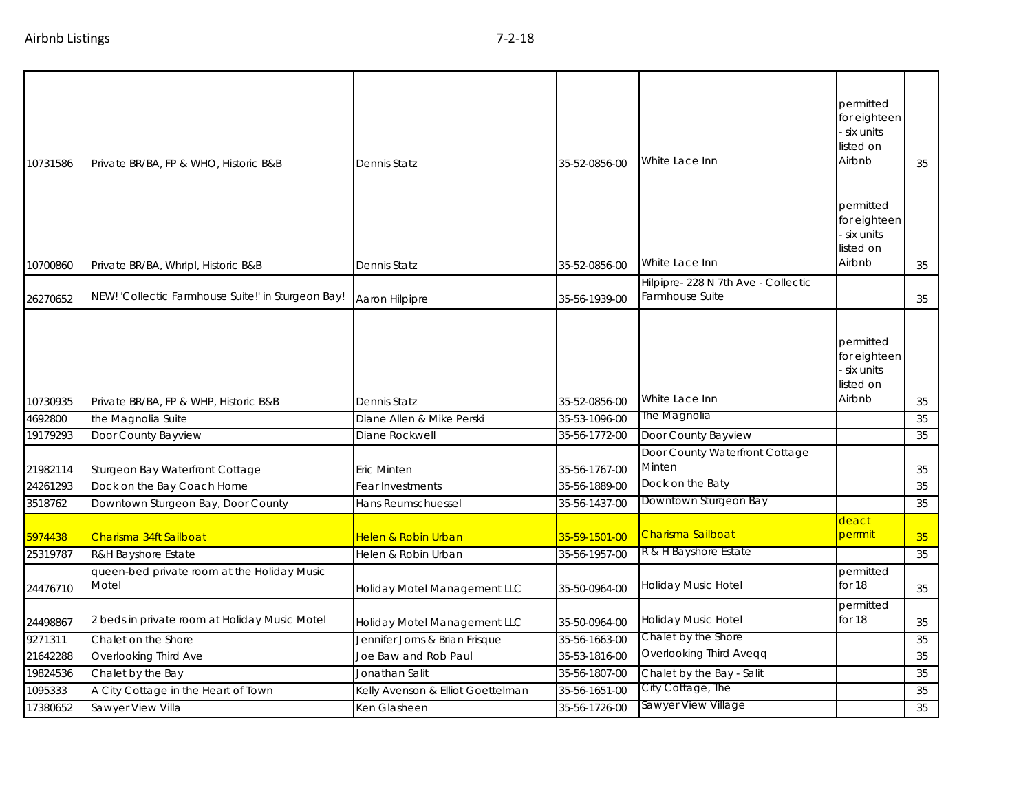| | | | | | | |
|---|---|---|---|---|---|---|
| 10731586 | Private BR/BA, FP & WHO, Historic B&B | Dennis Statz | 35-52-0856-00 | White Lace Inn | permitted for eighteen - six units listed on Airbnb | 35 |
| 10700860 | Private BR/BA, Whrlpl, Historic B&B | Dennis Statz | 35-52-0856-00 | White Lace Inn | permitted for eighteen - six units listed on Airbnb | 35 |
| 26270652 | NEW! 'Collectic Farmhouse Suite!' in Sturgeon Bay! | Aaron Hilpipre | 35-56-1939-00 | Hilpipre- 228 N 7th Ave - Collectic Farmhouse Suite | | 35 |
| 10730935 | Private BR/BA, FP & WHP, Historic B&B | Dennis Statz | 35-52-0856-00 | White Lace Inn | permitted for eighteen - six units listed on Airbnb | 35 |
| 4692800 | the Magnolia Suite | Diane Allen & Mike Perski | 35-53-1096-00 | The Magnolia | | 35 |
| 19179293 | Door County Bayview | Diane Rockwell | 35-56-1772-00 | Door County Bayview | | 35 |
| 21982114 | Sturgeon Bay Waterfront Cottage | Eric Minten | 35-56-1767-00 | Door County Waterfront Cottage Minten | | 35 |
| 24261293 | Dock on the Bay Coach Home | Fear Investments | 35-56-1889-00 | Dock on the Baty | | 35 |
| 3518762 | Downtown Sturgeon Bay, Door County | Hans Reumschuessel | 35-56-1437-00 | Downtown Sturgeon Bay | | 35 |
| 5974438 | Charisma 34ft Sailboat | Helen & Robin Urban | 35-59-1501-00 | Charisma Sailboat | deact permit | 35 |
| 25319787 | R&H Bayshore Estate | Helen & Robin Urban | 35-56-1957-00 | R & H Bayshore Estate | | 35 |
| 24476710 | queen-bed private room at the Holiday Music Motel | Holiday Motel Management LLC | 35-50-0964-00 | Holiday Music Hotel | permitted for 18 | 35 |
| 24498867 | 2 beds in private room at Holiday Music Motel | Holiday Motel Management LLC | 35-50-0964-00 | Holiday Music Hotel | permitted for 18 | 35 |
| 9271311 | Chalet on the Shore | Jennifer Jorns & Brian Frisque | 35-56-1663-00 | Chalet by the Shore | | 35 |
| 21642288 | Overlooking Third Ave | Joe Baw and Rob Paul | 35-53-1816-00 | Overlooking Third Aveqq | | 35 |
| 19824536 | Chalet by the Bay | Jonathan Salit | 35-56-1807-00 | Chalet by the Bay - Salit | | 35 |
| 1095333 | A City Cottage in the Heart of Town | Kelly Avenson & Elliot Goettelman | 35-56-1651-00 | City Cottage, The | | 35 |
| 17380652 | Sawyer View Villa | Ken Glasheen | 35-56-1726-00 | Sawyer View Village | | 35 |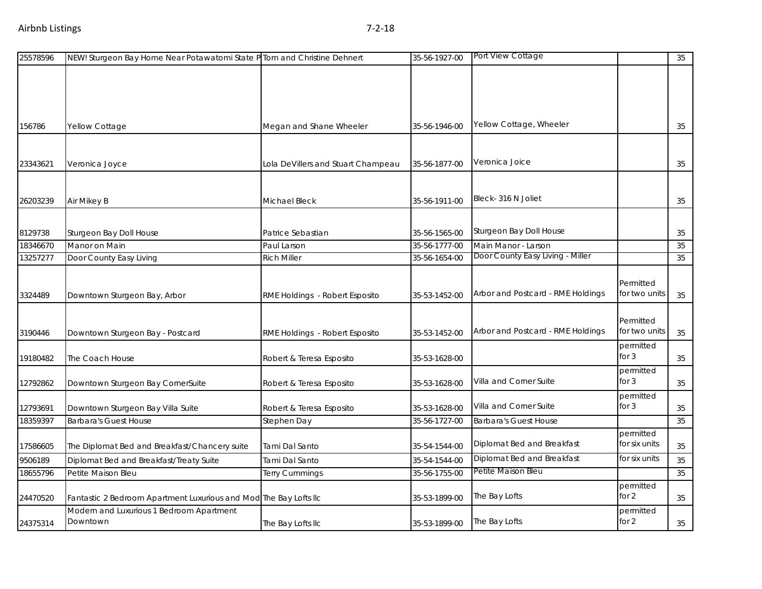| | | | | | | |
|---|---|---|---|---|---|---|
| 25578596 | NEW! Sturgeon Bay Home Near Potawatomi State P | Tom and Christine Dehnert | 35-56-1927-00 | Port View Cottage | | 35 |
| 156786 | Yellow Cottage | Megan and Shane Wheeler | 35-56-1946-00 | Yellow Cottage, Wheeler | | 35 |
| 23343621 | Veronica Joyce | Lola DeVillers and Stuart Champeau | 35-56-1877-00 | Veronica Joice | | 35 |
| 26203239 | Air Mikey B | Michael Bleck | 35-56-1911-00 | Bleck- 316 N Joliet | | 35 |
| 8129738 | Sturgeon Bay Doll House | Patrice Sebastian | 35-56-1565-00 | Sturgeon Bay Doll House | | 35 |
| 18346670 | Manor on Main | Paul Larson | 35-56-1777-00 | Main Manor - Larson | | 35 |
| 13257277 | Door County Easy Living | Rich Miller | 35-56-1654-00 | Door County Easy Living - Miller | | 35 |
| 3324489 | Downtown Sturgeon Bay, Arbor | RME Holdings - Robert Esposito | 35-53-1452-00 | Arbor and Postcard - RME Holdings | Permitted for two units | 35 |
| 3190446 | Downtown Sturgeon Bay - Postcard | RME Holdings - Robert Esposito | 35-53-1452-00 | Arbor and Postcard - RME Holdings | Permitted for two units | 35 |
| 19180482 | The Coach House | Robert & Teresa Esposito | 35-53-1628-00 | | permitted for 3 | 35 |
| 12792862 | Downtown Sturgeon Bay CornerSuite | Robert & Teresa Esposito | 35-53-1628-00 | Villa and Corner Suite | permitted for 3 | 35 |
| 12793691 | Downtown Sturgeon Bay Villa Suite | Robert & Teresa Esposito | 35-53-1628-00 | Villa and Corner Suite | permitted for 3 | 35 |
| 18359397 | Barbara's Guest House | Stephen Day | 35-56-1727-00 | Barbara's Guest House | | 35 |
| 17586605 | The Diplomat Bed and Breakfast/Chancery suite | Tami Dal Santo | 35-54-1544-00 | Diplomat Bed and Breakfast | permitted for six units | 35 |
| 9506189 | Diplomat Bed and Breakfast/Treaty Suite | Tami Dal Santo | 35-54-1544-00 | Diplomat Bed and Breakfast | for six units | 35 |
| 18655796 | Petite Maison Bleu | Terry Cummings | 35-56-1755-00 | Petite Maison Bleu | | 35 |
| 24470520 | Fantastic 2 Bedroom Apartment Luxurious and Mod | The Bay Lofts llc | 35-53-1899-00 | The Bay Lofts | permitted for 2 | 35 |
| 24375314 | Modern and Luxurious 1 Bedroom Apartment Downtown | The Bay Lofts llc | 35-53-1899-00 | The Bay Lofts | permitted for 2 | 35 |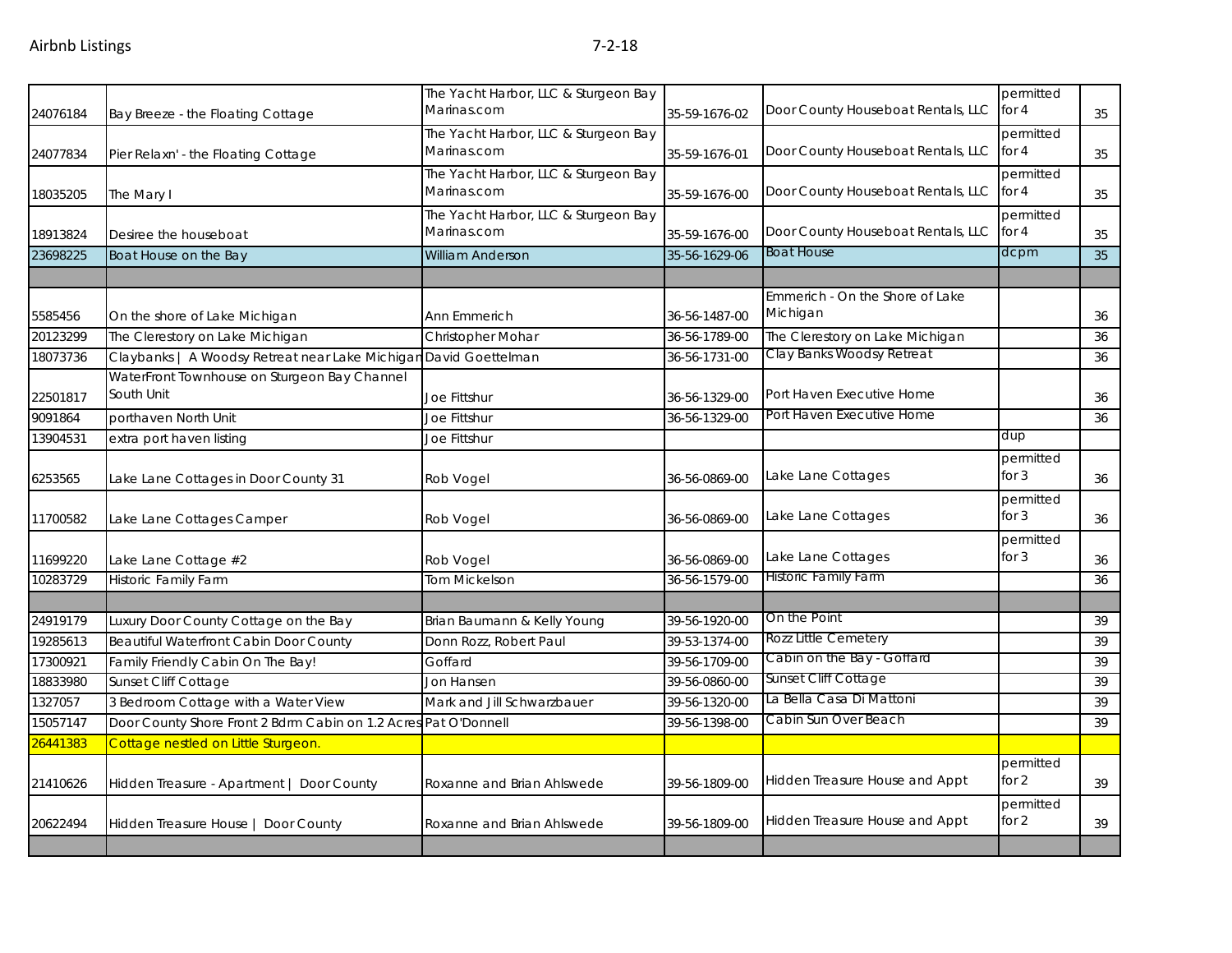| | | | | | | |
|---|---|---|---|---|---|---|
| 24076184 | Bay Breeze - the Floating Cottage | The Yacht Harbor, LLC & Sturgeon Bay Marinas.com | 35-59-1676-02 | Door County Houseboat Rentals, LLC | permitted for 4 | 35 |
| 24077834 | Pier Relaxn' - the Floating Cottage | The Yacht Harbor, LLC & Sturgeon Bay Marinas.com | 35-59-1676-01 | Door County Houseboat Rentals, LLC | permitted for 4 | 35 |
| 18035205 | The Mary I | The Yacht Harbor, LLC & Sturgeon Bay Marinas.com | 35-59-1676-00 | Door County Houseboat Rentals, LLC | permitted for 4 | 35 |
| 18913824 | Desiree the houseboat | The Yacht Harbor, LLC & Sturgeon Bay Marinas.com | 35-59-1676-00 | Door County Houseboat Rentals, LLC | permitted for 4 | 35 |
| 23698225 | Boat House on the Bay | William Anderson | 35-56-1629-06 | Boat House | dcpm | 35 |
| | | | | | | |
| 5585456 | On the shore of Lake Michigan | Ann Emmerich | 36-56-1487-00 | Emmerich - On the Shore of Lake Michigan | | 36 |
| 20123299 | The Clerestory on Lake Michigan | Christopher Mohar | 36-56-1789-00 | The Clerestory on Lake Michigan | | 36 |
| 18073736 | Claybanks \| A Woodsy Retreat near Lake Michigan | David Goettelman | 36-56-1731-00 | Clay Banks Woodsy Retreat | | 36 |
| 22501817 | WaterFront Townhouse on Sturgeon Bay Channel South Unit | Joe Fittshur | 36-56-1329-00 | Port Haven Executive Home | | 36 |
| 9091864 | porthaven North Unit | Joe Fittshur | 36-56-1329-00 | Port Haven Executive Home | | 36 |
| 13904531 | extra port haven listing | Joe Fittshur | | | dup | |
| 6253565 | Lake Lane Cottages in Door County 31 | Rob Vogel | 36-56-0869-00 | Lake Lane Cottages | permitted for 3 | 36 |
| 11700582 | Lake Lane Cottages Camper | Rob Vogel | 36-56-0869-00 | Lake Lane Cottages | permitted for 3 | 36 |
| 11699220 | Lake Lane Cottage #2 | Rob Vogel | 36-56-0869-00 | Lake Lane Cottages | permitted for 3 | 36 |
| 10283729 | Historic Family Farm | Tom Mickelson | 36-56-1579-00 | Historic Family Farm | | 36 |
| | | | | | | |
| 24919179 | Luxury Door County Cottage on the Bay | Brian Baumann & Kelly Young | 39-56-1920-00 | On the Point | | 39 |
| 19285613 | Beautiful Waterfront Cabin Door County | Donn Rozz, Robert Paul | 39-53-1374-00 | Rozz Little Cemetery | | 39 |
| 17300921 | Family Friendly Cabin On The Bay! | Goffard | 39-56-1709-00 | Cabin on the Bay - Goffard | | 39 |
| 18833980 | Sunset Cliff Cottage | Jon Hansen | 39-56-0860-00 | Sunset Cliff Cottage | | 39 |
| 1327057 | 3 Bedroom Cottage with a Water View | Mark and Jill Schwarzbauer | 39-56-1320-00 | La Bella Casa Di Mattoni | | 39 |
| 15057147 | Door County Shore Front 2 Bdrm Cabin on 1.2 Acres | Pat O'Donnell | 39-56-1398-00 | Cabin Sun Over Beach | | 39 |
| 26441383 | Cottage nestled on Little Sturgeon. | | | | | |
| 21410626 | Hidden Treasure - Apartment \| Door County | Roxanne and Brian Ahlswede | 39-56-1809-00 | Hidden Treasure House and Appt | permitted for 2 | 39 |
| 20622494 | Hidden Treasure House \| Door County | Roxanne and Brian Ahlswede | 39-56-1809-00 | Hidden Treasure House and Appt | permitted for 2 | 39 |
| | | | | | | |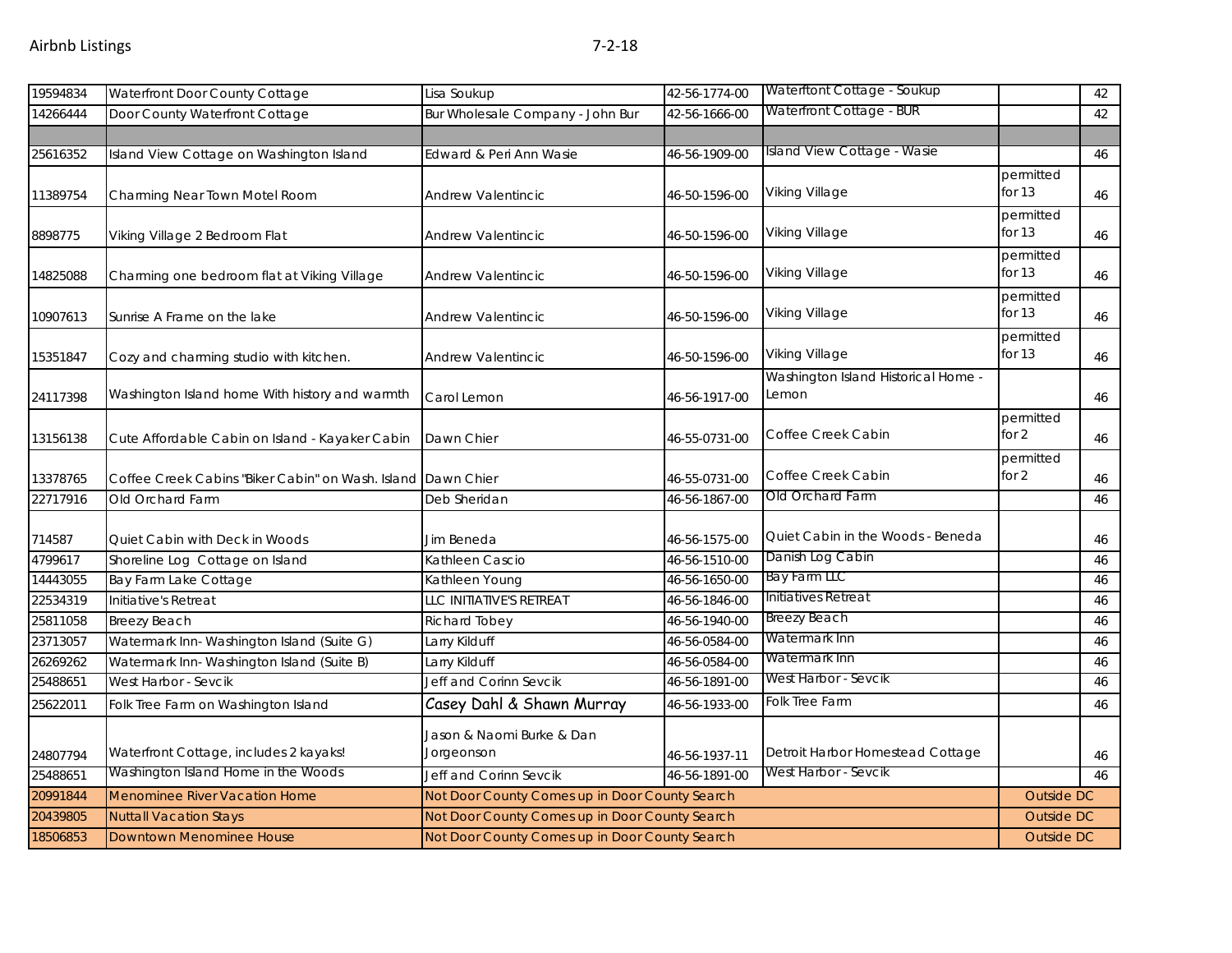| | | | | | | |
|---|---|---|---|---|---|---|
| 19594834 | Waterfront Door County Cottage | Lisa Soukup | 42-56-1774-00 | Waterftont Cottage - Soukup | | 42 |
| 14266444 | Door County Waterfront Cottage | Bur Wholesale Company - John Bur | 42-56-1666-00 | Waterfront Cottage - BUR | | 42 |
| | | | | | | |
| 25616352 | Island View Cottage on Washington Island | Edward & Peri Ann Wasie | 46-56-1909-00 | Island View Cottage - Wasie | | 46 |
| 11389754 | Charming Near Town Motel Room | Andrew Valentincic | 46-50-1596-00 | Viking Village | permitted for 13 | 46 |
| 8898775 | Viking Village 2 Bedroom Flat | Andrew Valentincic | 46-50-1596-00 | Viking Village | permitted for 13 | 46 |
| 14825088 | Charming one bedroom flat at Viking Village | Andrew Valentincic | 46-50-1596-00 | Viking Village | permitted for 13 | 46 |
| 10907613 | Sunrise A Frame on the lake | Andrew Valentincic | 46-50-1596-00 | Viking Village | permitted for 13 | 46 |
| 15351847 | Cozy and charming studio with kitchen. | Andrew Valentincic | 46-50-1596-00 | Viking Village | permitted for 13 | 46 |
| 24117398 | Washington Island home With history and warmth | Carol Lemon | 46-56-1917-00 | Washington Island Historical Home - Lemon | | 46 |
| 13156138 | Cute Affordable Cabin on Island - Kayaker Cabin | Dawn Chier | 46-55-0731-00 | Coffee Creek Cabin | permitted for 2 | 46 |
| 13378765 | Coffee Creek Cabins "Biker Cabin" on Wash. Island | Dawn Chier | 46-55-0731-00 | Coffee Creek Cabin | permitted for 2 | 46 |
| 22717916 | Old Orchard Farm | Deb Sheridan | 46-56-1867-00 | Old Orchard Farm | | 46 |
| 714587 | Quiet Cabin with Deck in Woods | Jim Beneda | 46-56-1575-00 | Quiet Cabin in the Woods - Beneda | | 46 |
| 4799617 | Shoreline Log Cottage on Island | Kathleen Cascio | 46-56-1510-00 | Danish Log Cabin | | 46 |
| 14443055 | Bay Farm Lake Cottage | Kathleen Young | 46-56-1650-00 | Bay Farm LLC | | 46 |
| 22534319 | Initiative's Retreat | LLC INITIATIVE'S RETREAT | 46-56-1846-00 | Initiatives Retreat | | 46 |
| 25811058 | Breezy Beach | Richard Tobey | 46-56-1940-00 | Breezy Beach | | 46 |
| 23713057 | Watermark Inn- Washington Island (Suite G) | Larry Kilduff | 46-56-0584-00 | Watermark Inn | | 46 |
| 26269262 | Watermark Inn- Washington Island (Suite B) | Larry Kilduff | 46-56-0584-00 | Watermark Inn | | 46 |
| 25488651 | West Harbor - Sevcik | Jeff and Corinn Sevcik | 46-56-1891-00 | West Harbor - Sevcik | | 46 |
| 25622011 | Folk Tree Farm on Washington Island | Casey Dahl & Shawn Murray | 46-56-1933-00 | Folk Tree Farm | | 46 |
| 24807794 | Waterfront Cottage, includes 2 kayaks! | Jason & Naomi Burke & Dan Jorgeonson | 46-56-1937-11 | Detroit Harbor Homestead Cottage | | 46 |
| 25488651 | Washington Island Home in the Woods | Jeff and Corinn Sevcik | 46-56-1891-00 | West Harbor - Sevcik | | 46 |
| 20991844 | Menominee River Vacation Home | Not Door County Comes up in Door County Search | | | Outside DC | |
| 20439805 | Nuttall Vacation Stays | Not Door County Comes up in Door County Search | | | Outside DC | |
| 18506853 | Downtown Menominee House | Not Door County Comes up in Door County Search | | | Outside DC | |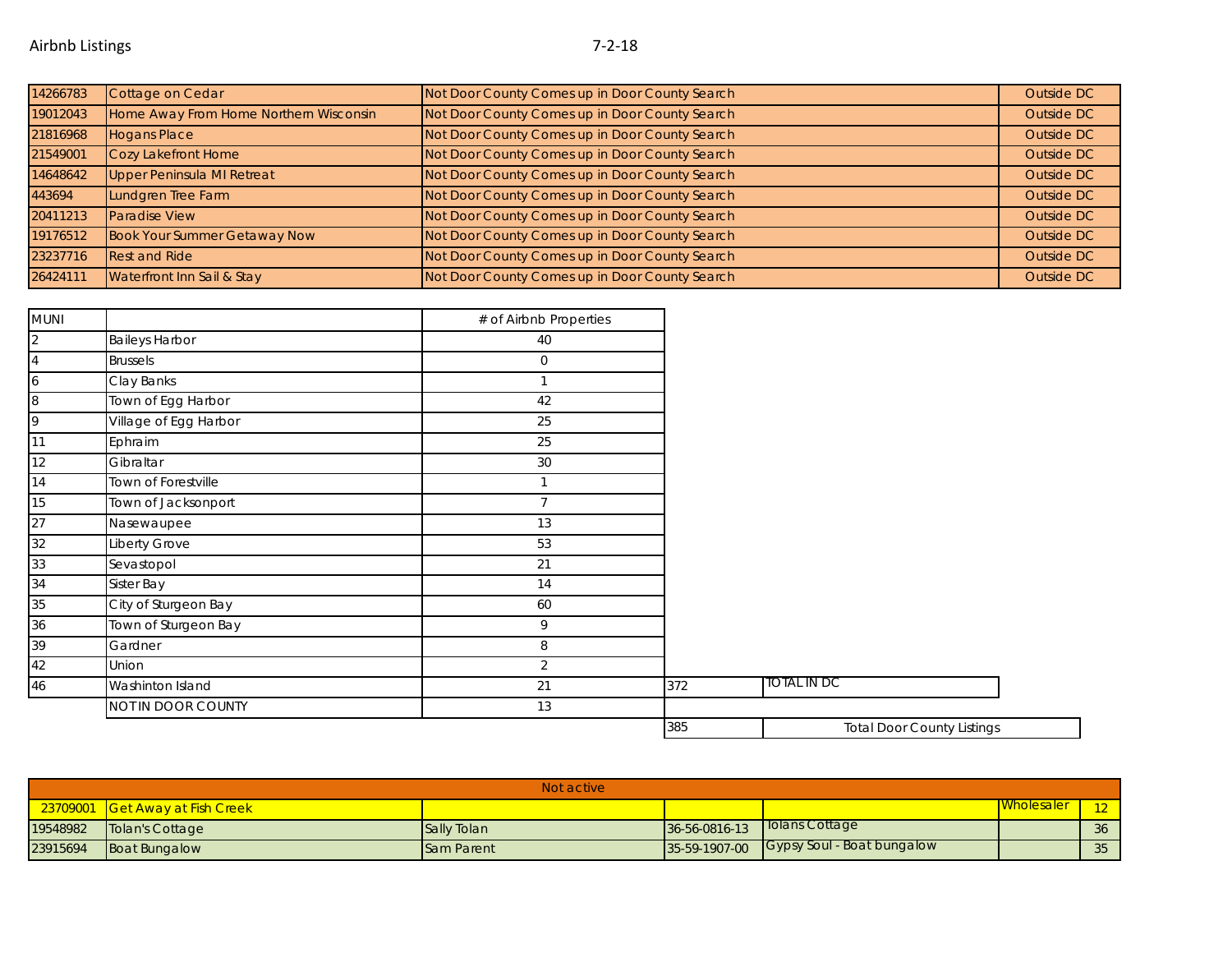Airbnb Listings 7-2-18

| | | | |
|---|---|---|---|
| 14266783 | Cottage on Cedar | Not Door County Comes up in Door County Search | Outside DC |
| 19012043 | Home Away From Home Northern Wisconsin | Not Door County Comes up in Door County Search | Outside DC |
| 21816968 | Hogans Place | Not Door County Comes up in Door County Search | Outside DC |
| 21549001 | Cozy Lakefront Home | Not Door County Comes up in Door County Search | Outside DC |
| 14648642 | Upper Peninsula MI Retreat | Not Door County Comes up in Door County Search | Outside DC |
| 443694 | Lundgren Tree Farm | Not Door County Comes up in Door County Search | Outside DC |
| 20411213 | Paradise View | Not Door County Comes up in Door County Search | Outside DC |
| 19176512 | Book Your Summer Getaway Now | Not Door County Comes up in Door County Search | Outside DC |
| 23237716 | Rest and Ride | Not Door County Comes up in Door County Search | Outside DC |
| 26424111 | Waterfront Inn Sail & Stay | Not Door County Comes up in Door County Search | Outside DC |

| MUNI | | # of Airbnb Properties | | |
|---|---|---|---|---|
| 2 | Baileys Harbor | 40 | | |
| 4 | Brussels | 0 | | |
| 6 | Clay Banks | 1 | | |
| 8 | Town of Egg Harbor | 42 | | |
| 9 | Village of Egg Harbor | 25 | | |
| 11 | Ephraim | 25 | | |
| 12 | Gibraltar | 30 | | |
| 14 | Town of Forestville | 1 | | |
| 15 | Town of Jacksonport | 7 | | |
| 27 | Nasewaupee | 13 | | |
| 32 | Liberty Grove | 53 | | |
| 33 | Sevastopol | 21 | | |
| 34 | Sister Bay | 14 | | |
| 35 | City of Sturgeon Bay | 60 | | |
| 36 | Town of Sturgeon Bay | 9 | | |
| 39 | Gardner | 8 | | |
| 42 | Union | 2 | | |
| 46 | Washinton Island | 21 | 372 | TOTAL IN DC |
| | NOT IN DOOR COUNTY | 13 | | |
| | | | 385 | Total Door County Listings |

| Not active | | | | | | |
|---|---|---|---|---|---|---|
| 23709001 | Get Away at Fish Creek | | | | Wholesaler | 12 |
| 19548982 | Tolan's Cottage | Sally Tolan | 36-56-0816-13 | Tolans Cottage | | 36 |
| 23915694 | Boat Bungalow | Sam Parent | 35-59-1907-00 | Gypsy Soul - Boat bungalow | | 35 |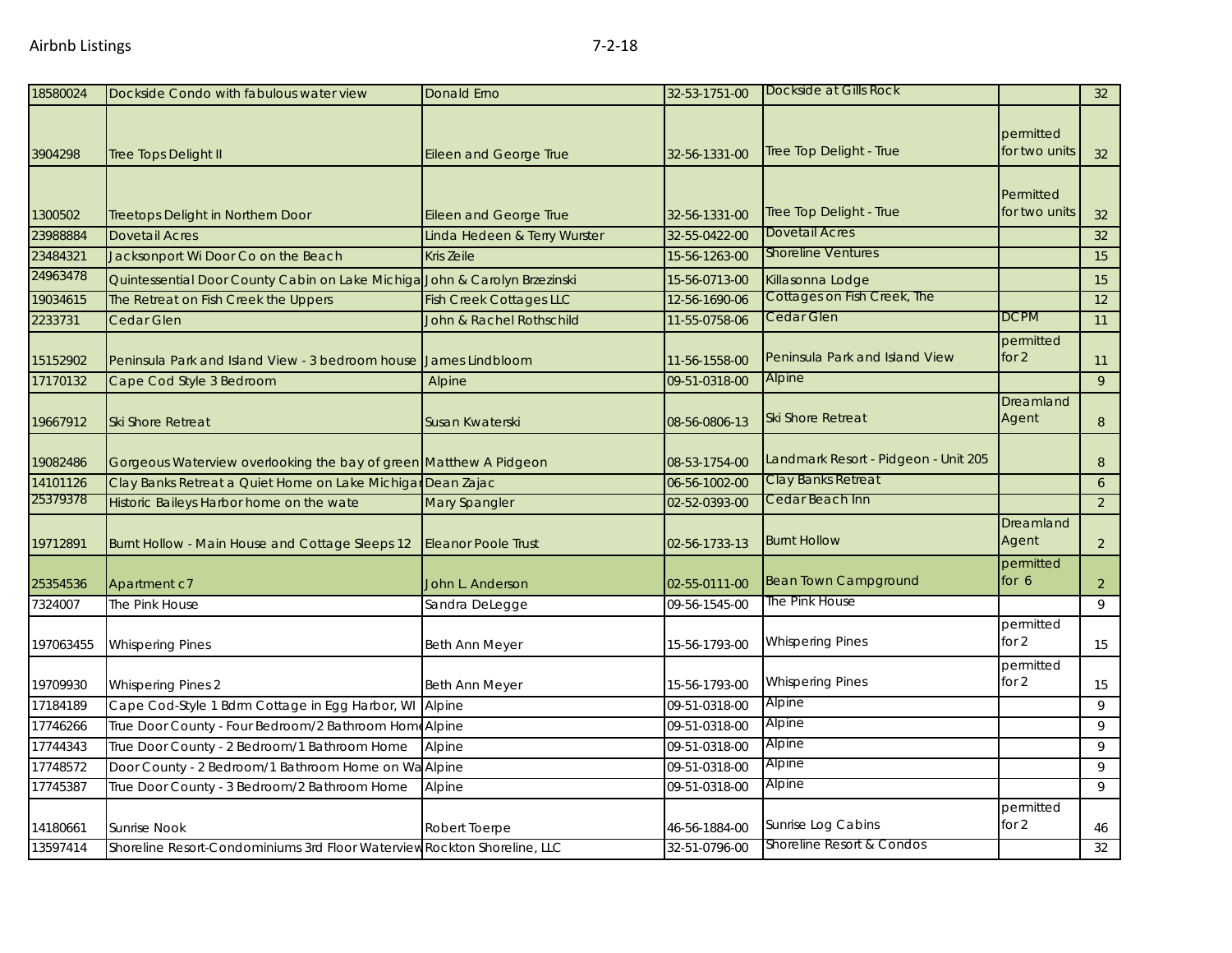| | | | | | | |
|---|---|---|---|---|---|---|
| 18580024 | Dockside Condo with fabulous water view | Donald Erno | 32-53-1751-00 | Dockside at Gills Rock | | 32 |
| 3904298 | Tree Tops Delight II | Eileen and George True | 32-56-1331-00 | Tree Top Delight - True | permitted for two units | 32 |
| 1300502 | Treetops Delight in Northern Door | Eileen and George True | 32-56-1331-00 | Tree Top Delight - True | Permitted for two units | 32 |
| 23988884 | Dovetail Acres | Linda Hedeen & Terry Wurster | 32-55-0422-00 | Dovetail Acres | | 32 |
| 23484321 | Jacksonport Wi Door Co on the Beach | Kris Zeile | 15-56-1263-00 | Shoreline Ventures | | 15 |
| 24963478 | Quintessential Door County Cabin on Lake Michiga | John & Carolyn Brzezinski | 15-56-0713-00 | Killasonna Lodge | | 15 |
| 19034615 | The Retreat on Fish Creek the Uppers | Fish Creek Cottages LLC | 12-56-1690-06 | Cottages on Fish Creek, The | | 12 |
| 2233731 | Cedar Glen | John & Rachel Rothschild | 11-55-0758-06 | Cedar Glen | DCPM | 11 |
| 15152902 | Peninsula Park and Island View - 3 bedroom house | James Lindbloom | 11-56-1558-00 | Peninsula Park and Island View | permitted for 2 | 11 |
| 17170132 | Cape Cod Style 3 Bedroom | Alpine | 09-51-0318-00 | Alpine | | 9 |
| 19667912 | Ski Shore Retreat | Susan Kwaterski | 08-56-0806-13 | Ski Shore Retreat | Dreamland Agent | 8 |
| 19082486 | Gorgeous Waterview overlooking the bay of green | Matthew A Pidgeon | 08-53-1754-00 | Landmark Resort - Pidgeon - Unit 205 | | 8 |
| 14101126 | Clay Banks Retreat a Quiet Home on Lake Michigan | Dean Zajac | 06-56-1002-00 | Clay Banks Retreat | | 6 |
| 25379378 | Historic Baileys Harbor home on the wate | Mary Spangler | 02-52-0393-00 | Cedar Beach Inn | | 2 |
| 19712891 | Burnt Hollow - Main House and Cottage Sleeps 12 | Eleanor Poole Trust | 02-56-1733-13 | Burnt Hollow | Dreamland Agent | 2 |
| 25354536 | Apartment c7 | John L. Anderson | 02-55-0111-00 | Bean Town Campground | permitted for 6 | 2 |
| 7324007 | The Pink House | Sandra DeLegge | 09-56-1545-00 | The Pink House | | 9 |
| 197063455 | Whispering Pines | Beth Ann Meyer | 15-56-1793-00 | Whispering Pines | permitted for 2 | 15 |
| 19709930 | Whispering Pines 2 | Beth Ann Meyer | 15-56-1793-00 | Whispering Pines | permitted for 2 | 15 |
| 17184189 | Cape Cod-Style 1 Bdrm Cottage in Egg Harbor, WI | Alpine | 09-51-0318-00 | Alpine | | 9 |
| 17746266 | True Door County - Four Bedroom/2 Bathroom Home | Alpine | 09-51-0318-00 | Alpine | | 9 |
| 17744343 | True Door County - 2 Bedroom/1 Bathroom Home | Alpine | 09-51-0318-00 | Alpine | | 9 |
| 17748572 | Door County - 2 Bedroom/1 Bathroom Home on Wa | Alpine | 09-51-0318-00 | Alpine | | 9 |
| 17745387 | True Door County - 3 Bedroom/2 Bathroom Home | Alpine | 09-51-0318-00 | Alpine | | 9 |
| 14180661 | Sunrise Nook | Robert Toerpe | 46-56-1884-00 | Sunrise Log Cabins | permitted for 2 | 46 |
| 13597414 | Shoreline Resort-Condominiums 3rd Floor Waterview | Rockton Shoreline, LLC | 32-51-0796-00 | Shoreline Resort & Condos | | 32 |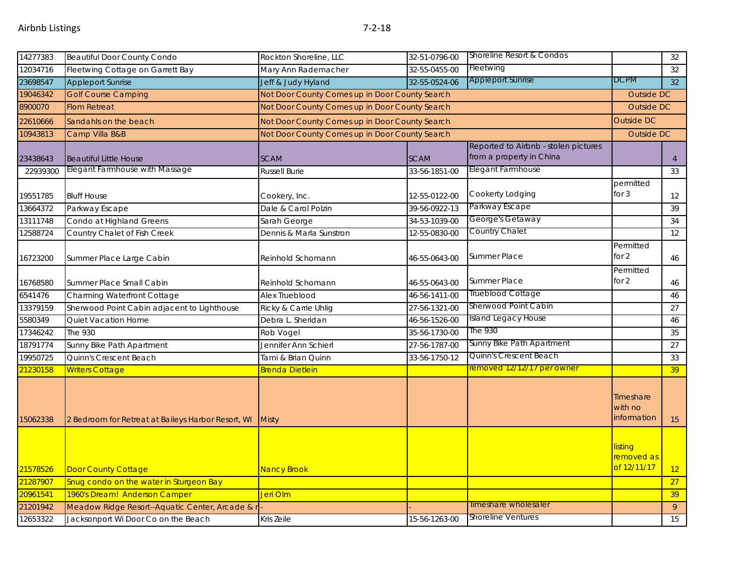| | | | | | | |
|---|---|---|---|---|---|---|
| 14277383 | Beautiful Door County Condo | Rockton Shoreline, LLC | 32-51-0796-00 | Shoreline Resort & Condos | | 32 |
| 12034716 | Fleetwing Cottage on Garrett Bay | Mary Ann Rademacher | 32-55-0455-00 | Fleetwing | | 32 |
| 23698547 | Appleport Sunrise | Jeff & Judy Hyland | 32-55-0524-06 | Appleport Sunrise | DCPM | 32 |
| 19046342 | Golf Course Camping | Not Door County Comes up in Door County Search | | | Outside DC | |
| 8900070 | Flom Retreat | Not Door County Comes up in Door County Search | | | Outside DC | |
| 22610666 | Sandahls on the beach | Not Door County Comes up in Door County Search | | | Outside DC | |
| 10943813 | Camp Villa B&B | Not Door County Comes up in Door County Search | | | Outside DC | |
| 23438643 | Beautiful Little House | SCAM | SCAM | Reported to Airbnb - stolen pictures from a property in China | | 4 |
| 22939300 | Elegant Farmhouse with Massage | Russell Burie | 33-56-1851-00 | Elegant Farmhouse | | 33 |
| 19551785 | Bluff House | Cookery, Inc. | 12-55-0122-00 | Cookerty Lodging | permitted for 3 | 12 |
| 13664372 | Parkway Escape | Dale & Carol Polzin | 39-56-0922-13 | Parkway Escape | | 39 |
| 13111748 | Condo at Highland Greens | Sarah George | 34-53-1039-00 | George's Getaway | | 34 |
| 12588724 | Country Chalet of Fish Creek | Dennis & Marla Sunstron | 12-55-0830-00 | Country Chalet | | 12 |
| 16723200 | Summer Place Large Cabin | Reinhold Schomann | 46-55-0643-00 | Summer Place | Permitted for 2 | 46 |
| 16768580 | Summer Place Small Cabin | Reinhold Schomann | 46-55-0643-00 | Summer Place | Permitted for 2 | 46 |
| 6541476 | Charming Waterfront Cottage | Alex Trueblood | 46-56-1411-00 | Trueblood Cottage | | 46 |
| 13379159 | Sherwood Point Cabin adjacent to Lighthouse | Ricky & Carrie Uhlig | 27-56-1321-00 | Sherwood Point Cabin | | 27 |
| 5580349 | Quiet Vacation Home | Debra L. Sheridan | 46-56-1526-00 | Island Legacy House | | 46 |
| 17346242 | The 930 | Rob Vogel | 35-56-1730-00 | The 930 | | 35 |
| 18791774 | Sunny Bike Path Apartment | Jennifer Ann Schierl | 27-56-1787-00 | Sunny Bike Path Apartment | | 27 |
| 19950725 | Quinn's Crescent Beach | Tami & Brian Quinn | 33-56-1750-12 | Quinn's Crescent Beach | | 33 |
| 21230158 | Writers Cottage | Brenda Dietlein | | removed 12/12/17 per owner | | 39 |
| 15062338 | 2 Bedroom for Retreat at Baileys Harbor Resort, WI | Misty | | | Timeshare with no information | 15 |
| 21578526 | Door County Cottage | Nancy Brook | | | listing removed as of 12/11/17 | 12 |
| 21287907 | Snug condo on the water in Sturgeon Bay | | | | | 27 |
| 20961541 | 1960's Dream! Anderson Camper | Jeri Olm | | | | 39 |
| 21201942 | Meadow Ridge Resort--Aquatic Center, Arcade & r | - | - | Timeshare wholesaler | | 9 |
| 12653322 | Jacksonport Wi Door Co on the Beach | Kris Zeile | 15-56-1263-00 | Shoreline Ventures | | 15 |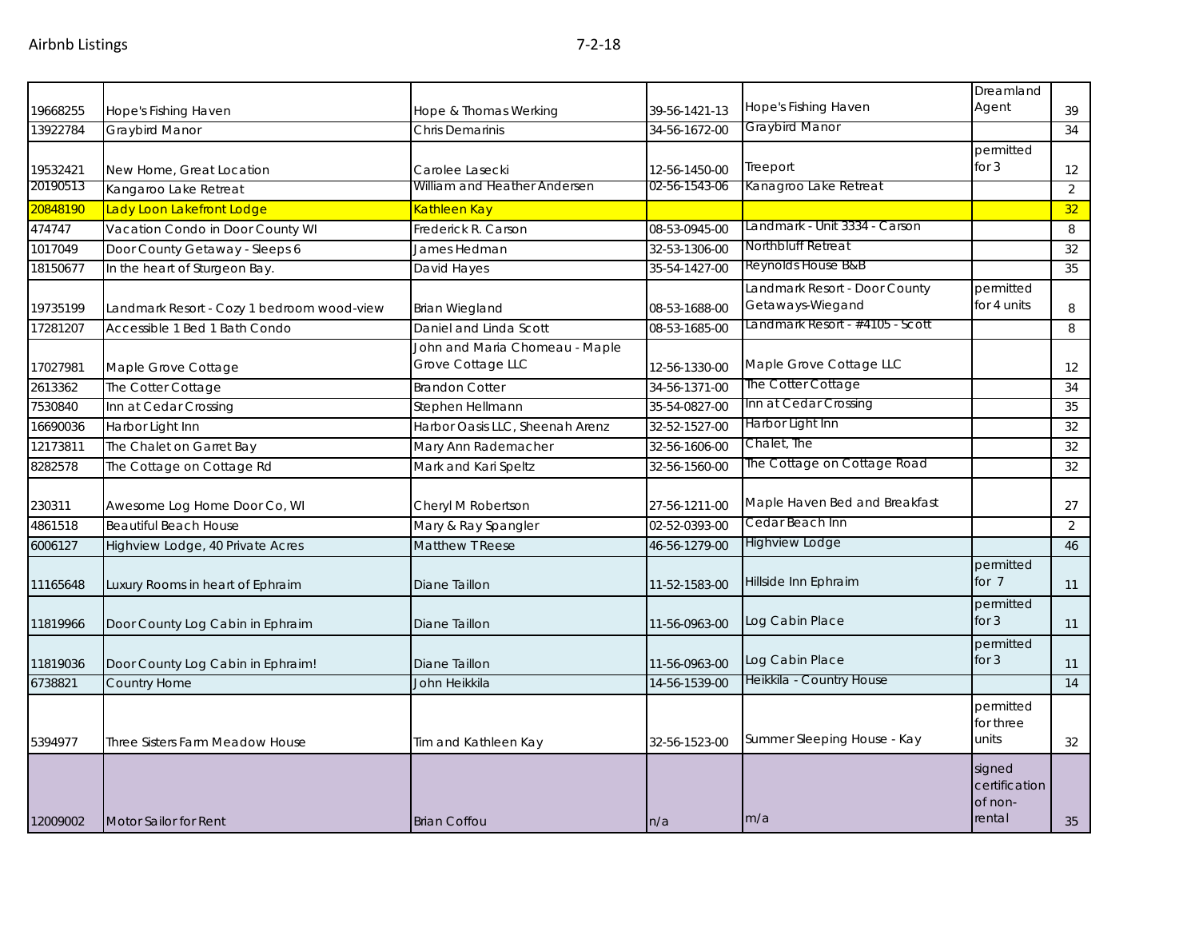| 19668255 | Hope's Fishing Haven | Hope & Thomas Werking | 39-56-1421-13 | Hope's Fishing Haven | Dreamland Agent | 39 |
|---|---|---|---|---|---|---|
| 13922784 | Graybird Manor | Chris Demarinis | 34-56-1672-00 | Graybird Manor | | 34 |
| 19532421 | New Home, Great Location | Carolee Lasecki | 12-56-1450-00 | Treeport | permitted for 3 | 12 |
| 20190513 | Kangaroo Lake Retreat | William and Heather Andersen | 02-56-1543-06 | Kanagroo Lake Retreat | | 2 |
| 20848190 | Lady Loon Lakefront Lodge | Kathleen Kay | | | | 32 |
| 474747 | Vacation Condo in Door County WI | Frederick R. Carson | 08-53-0945-00 | Landmark - Unit 3334 - Carson | | 8 |
| 1017049 | Door County Getaway - Sleeps 6 | James Hedman | 32-53-1306-00 | Northbluff Retreat | | 32 |
| 18150677 | In the heart of Sturgeon Bay. | David Hayes | 35-54-1427-00 | Reynolds House B&B | | 35 |
| 19735199 | Landmark Resort - Cozy 1 bedroom wood-view | Brian Wiegland | 08-53-1688-00 | Landmark Resort - Door County Getaways-Wiegand | permitted for 4 units | 8 |
| 17281207 | Accessible 1 Bed 1 Bath Condo | Daniel and Linda Scott | 08-53-1685-00 | Landmark Resort - #4105 - Scott | | 8 |
| 17027981 | Maple Grove Cottage | John and Maria Chomeau - Maple Grove Cottage LLC | 12-56-1330-00 | Maple Grove Cottage LLC | | 12 |
| 2613362 | The Cotter Cottage | Brandon Cotter | 34-56-1371-00 | The Cotter Cottage | | 34 |
| 7530840 | Inn at Cedar Crossing | Stephen Hellmann | 35-54-0827-00 | Inn at Cedar Crossing | | 35 |
| 16690036 | Harbor Light Inn | Harbor Oasis LLC, Sheenah Arenz | 32-52-1527-00 | Harbor Light Inn | | 32 |
| 12173811 | The Chalet on Garret Bay | Mary Ann Rademacher | 32-56-1606-00 | Chalet, The | | 32 |
| 8282578 | The Cottage on Cottage Rd | Mark and Kari Speltz | 32-56-1560-00 | The Cottage on Cottage Road | | 32 |
| 230311 | Awesome Log Home Door Co, WI | Cheryl M Robertson | 27-56-1211-00 | Maple Haven Bed and Breakfast | | 27 |
| 4861518 | Beautiful Beach House | Mary & Ray Spangler | 02-52-0393-00 | Cedar Beach Inn | | 2 |
| 6006127 | Highview Lodge, 40 Private Acres | Matthew T Reese | 46-56-1279-00 | Highview Lodge | | 46 |
| 11165648 | Luxury Rooms in heart of Ephraim | Diane Taillon | 11-52-1583-00 | Hillside Inn Ephraim | permitted for 7 | 11 |
| 11819966 | Door County Log Cabin in Ephraim | Diane Taillon | 11-56-0963-00 | Log Cabin Place | permitted for 3 | 11 |
| 11819036 | Door County Log Cabin in Ephraim! | Diane Taillon | 11-56-0963-00 | Log Cabin Place | permitted for 3 | 11 |
| 6738821 | Country Home | John Heikkila | 14-56-1539-00 | Heikkila - Country House | | 14 |
| 5394977 | Three Sisters Farm Meadow House | Tim and Kathleen Kay | 32-56-1523-00 | Summer Sleeping House - Kay | permitted for three units | 32 |
| 12009002 | Motor Sailor for Rent | Brian Coffou | n/a | m/a | signed certification of non-rental | 35 |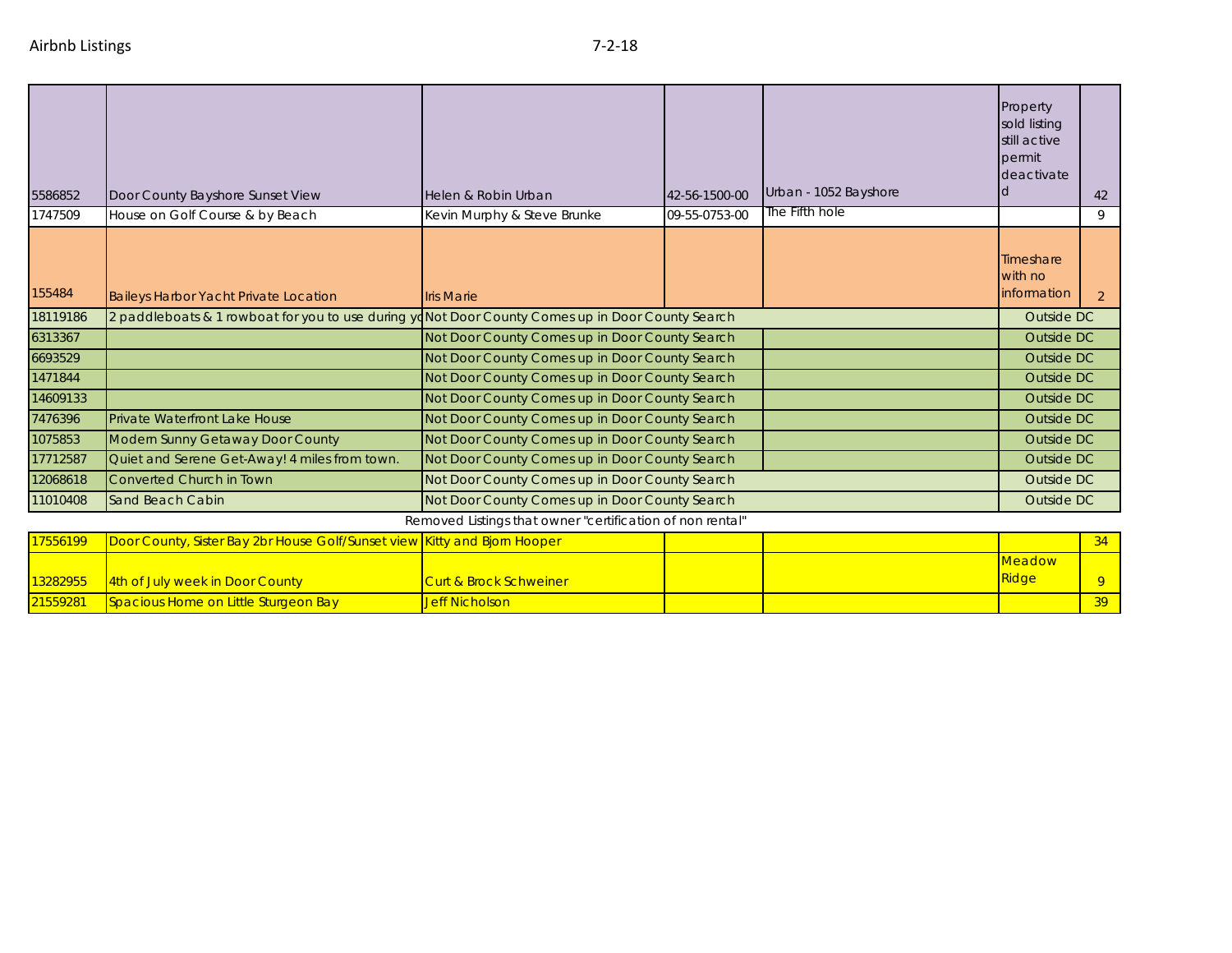Airbnb Listings 7-2-18

| | | | | | | |
|---|---|---|---|---|---|---|
| 5586852 | Door County Bayshore Sunset View | Helen & Robin Urban | 42-56-1500-00 | Urban - 1052 Bayshore | Property sold listing still active permit deactivated | 42 |
| 1747509 | House on Golf Course & by Beach | Kevin Murphy & Steve Brunke | 09-55-0753-00 | The Fifth hole | | 9 |
| 155484 | Baileys Harbor Yacht Private Location | Iris Marie | | | Timeshare with no information | 2 |
| 18119186 | 2 paddleboats & 1 rowboat for you to use during yo | Not Door County Comes up in Door County Search | | | Outside DC | |
| 6313367 | | Not Door County Comes up in Door County Search | | | Outside DC | |
| 6693529 | | Not Door County Comes up in Door County Search | | | Outside DC | |
| 1471844 | | Not Door County Comes up in Door County Search | | | Outside DC | |
| 14609133 | | Not Door County Comes up in Door County Search | | | Outside DC | |
| 7476396 | Private Waterfront Lake House | Not Door County Comes up in Door County Search | | | Outside DC | |
| 1075853 | Modern Sunny Getaway Door County | Not Door County Comes up in Door County Search | | | Outside DC | |
| 17712587 | Quiet and Serene Get-Away! 4 miles from town. | Not Door County Comes up in Door County Search | | | Outside DC | |
| 12068618 | Converted Church in Town | Not Door County Comes up in Door County Search | | | Outside DC | |
| 11010408 | Sand Beach Cabin | Not Door County Comes up in Door County Search | | | Outside DC | |

Removed Listings that owner "certification of non rental"

| | | | | | | |
|---|---|---|---|---|---|---|
| 17556199 | Door County, Sister Bay 2br House Golf/Sunset view | Kitty and Bjorn Hooper | | | | 34 |
| 13282955 | 4th of July week in Door County | Curt & Brock Schweiner | | | Meadow Ridge | 9 |
| 21559281 | Spacious Home on Little Sturgeon Bay | Jeff Nicholson | | | | 39 |